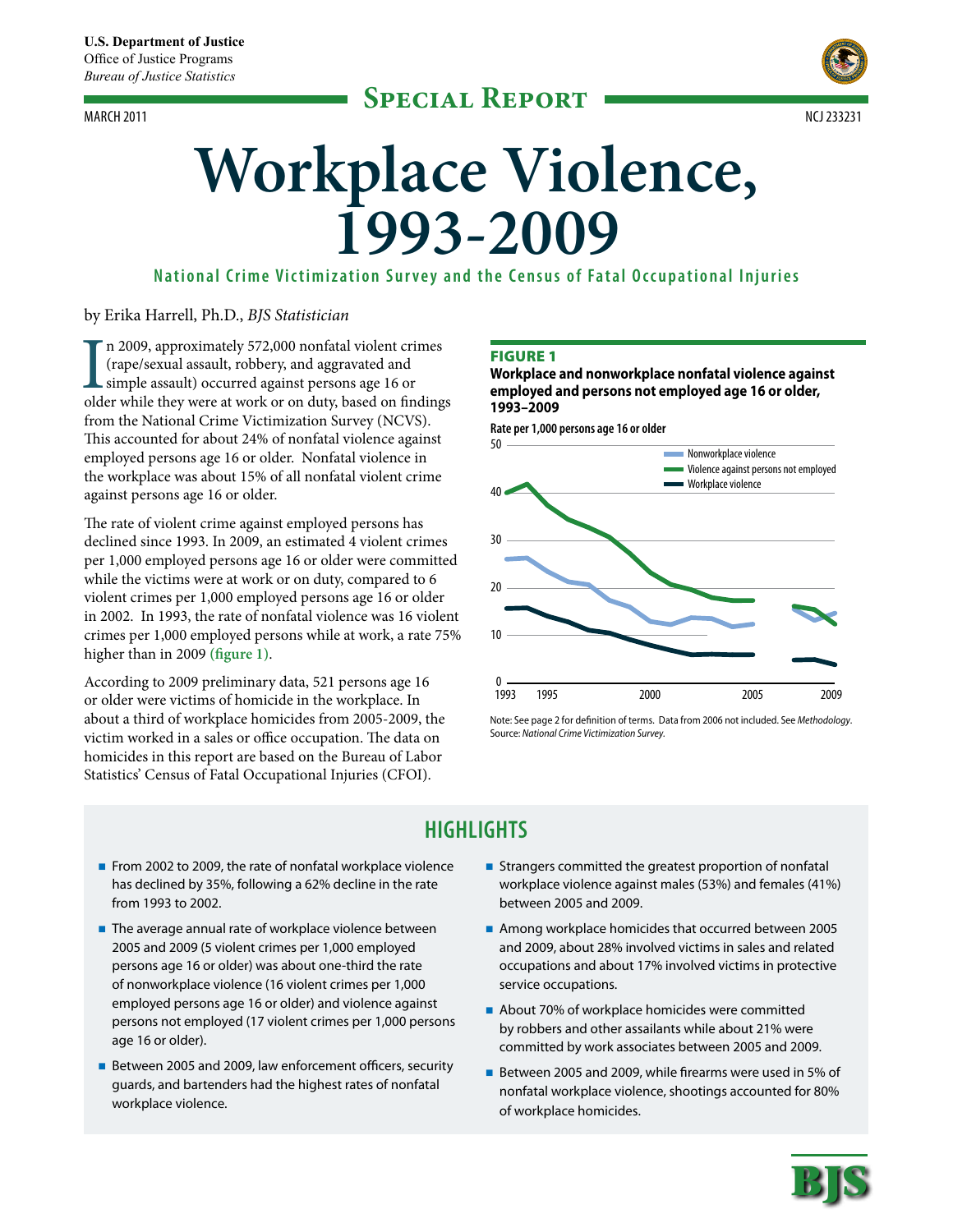U.S. Department of Justice
Office of Justice Programs
*Bureau of Justice Statistics*

**Special Report**

March 2011 NCJ 233231

# Workplace Violence, 1993-2009

## National Crime Victimization Survey and the Census of Fatal Occupational Injuries

by Erika Harrell, Ph.D., *BJS Statistician*

In 2009, approximately 572,000 nonfatal violent crimes (rape/sexual assault, robbery, and aggravated and simple assault) occurred against persons age 16 or older while they were at work or on duty, based on findings from the National Crime Victimization Survey (NCVS). This accounted for about 24% of nonfatal violence against employed persons age 16 or older. Nonfatal violence in the workplace was about 15% of all nonfatal violent crime against persons age 16 or older.

The rate of violent crime against employed persons has declined since 1993. In 2009, an estimated 4 violent crimes per 1,000 employed persons age 16 or older were committed while the victims were at work or on duty, compared to 6 violent crimes per 1,000 employed persons age 16 or older in 2002. In 1993, the rate of nonfatal violence was 16 violent crimes per 1,000 employed persons while at work, a rate 75% higher than in 2009 **(figure 1)**.

According to 2009 preliminary data, 521 persons age 16 or older were victims of homicide in the workplace. In about a third of workplace homicides from 2005-2009, the victim worked in a sales or office occupation. The data on homicides in this report are based on the Bureau of Labor Statistics' Census of Fatal Occupational Injuries (CFOI).

**FIGURE 1**

**Workplace and nonworkplace nonfatal violence against employed and persons not employed age 16 or older, 1993–2009**

Rate per 1,000 persons age 16 or older

Note: See page 2 for definition of terms. Data from 2006 not included. See *Methodology*.
Source: *National Crime Victimization Survey.*

## HIGHLIGHTS

- From 2002 to 2009, the rate of nonfatal workplace violence has declined by 35%, following a 62% decline in the rate from 1993 to 2002.
- The average annual rate of workplace violence between 2005 and 2009 (5 violent crimes per 1,000 employed persons age 16 or older) was about one-third the rate of nonworkplace violence (16 violent crimes per 1,000 employed persons age 16 or older) and violence against persons not employed (17 violent crimes per 1,000 persons age 16 or older).
- Between 2005 and 2009, law enforcement officers, security guards, and bartenders had the highest rates of nonfatal workplace violence.
- Strangers committed the greatest proportion of nonfatal workplace violence against males (53%) and females (41%) between 2005 and 2009.
- Among workplace homicides that occurred between 2005 and 2009, about 28% involved victims in sales and related occupations and about 17% involved victims in protective service occupations.
- About 70% of workplace homicides were committed by robbers and other assailants while about 21% were committed by work associates between 2005 and 2009.
- Between 2005 and 2009, while firearms were used in 5% of nonfatal workplace violence, shootings accounted for 80% of workplace homicides.

BJS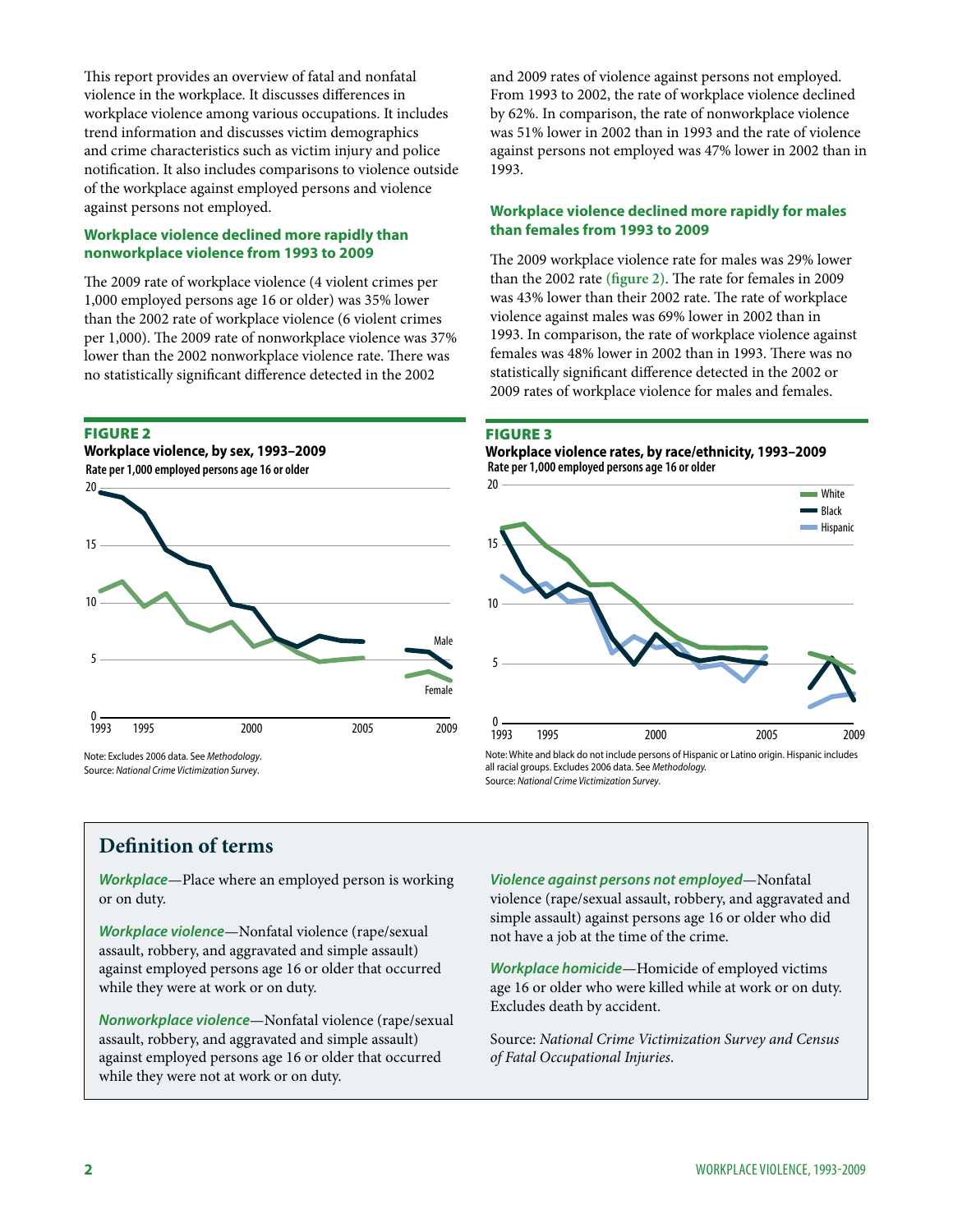This report provides an overview of fatal and nonfatal violence in the workplace. It discusses differences in workplace violence among various occupations. It includes trend information and discusses victim demographics and crime characteristics such as victim injury and police notification. It also includes comparisons to violence outside of the workplace against employed persons and violence against persons not employed.

## Workplace violence declined more rapidly than nonworkplace violence from 1993 to 2009

The 2009 rate of workplace violence (4 violent crimes per 1,000 employed persons age 16 or older) was 35% lower than the 2002 rate of workplace violence (6 violent crimes per 1,000). The 2009 rate of nonworkplace violence was 37% lower than the 2002 nonworkplace violence rate. There was no statistically significant difference detected in the 2002 and 2009 rates of violence against persons not employed. From 1993 to 2002, the rate of workplace violence declined by 62%. In comparison, the rate of nonworkplace violence was 51% lower in 2002 than in 1993 and the rate of violence against persons not employed was 47% lower in 2002 than in 1993.

## Workplace violence declined more rapidly for males than females from 1993 to 2009

The 2009 workplace violence rate for males was 29% lower than the 2002 rate (figure 2). The rate for females in 2009 was 43% lower than their 2002 rate. The rate of workplace violence against males was 69% lower in 2002 than in 1993. In comparison, the rate of workplace violence against females was 48% lower in 2002 than in 1993. There was no statistically significant difference detected in the 2002 or 2009 rates of workplace violence for males and females.

**FIGURE 2**
**Workplace violence, by sex, 1993–2009**
Rate per 1,000 employed persons age 16 or older

Note: Excludes 2006 data. See *Methodology*.
Source: *National Crime Victimization Survey*.

**FIGURE 3**
**Workplace violence rates, by race/ethnicity, 1993–2009**
Rate per 1,000 employed persons age 16 or older

Note: White and black do not include persons of Hispanic or Latino origin. Hispanic includes all racial groups. Excludes 2006 data. See *Methodology.*
Source: *National Crime Victimization Survey*.

## Definition of terms

***Workplace***—Place where an employed person is working or on duty.

***Workplace violence***—Nonfatal violence (rape/sexual assault, robbery, and aggravated and simple assault) against employed persons age 16 or older that occurred while they were at work or on duty.

***Nonworkplace violence***—Nonfatal violence (rape/sexual assault, robbery, and aggravated and simple assault) against employed persons age 16 or older that occurred while they were not at work or on duty.

***Violence against persons not employed***—Nonfatal violence (rape/sexual assault, robbery, and aggravated and simple assault) against persons age 16 or older who did not have a job at the time of the crime.

***Workplace homicide***—Homicide of employed victims age 16 or older who were killed while at work or on duty. Excludes death by accident.

Source: *National Crime Victimization Survey and Census of Fatal Occupational Injuries.*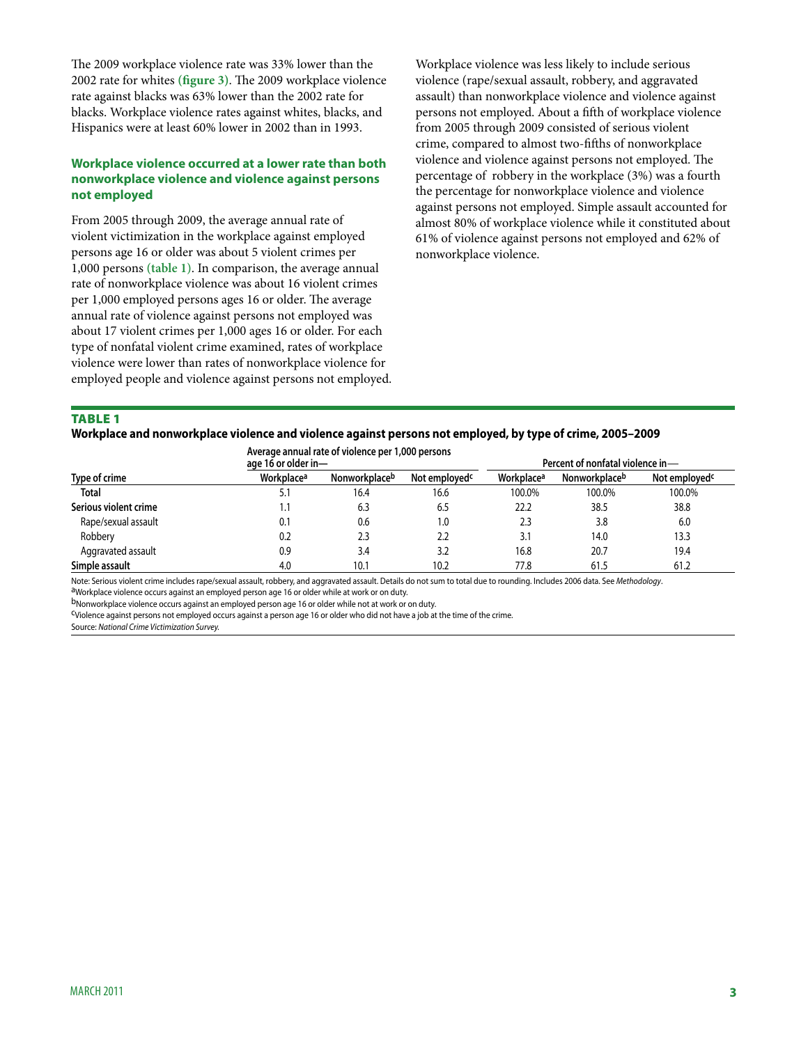The 2009 workplace violence rate was 33% lower than the 2002 rate for whites **(figure 3)**. The 2009 workplace violence rate against blacks was 63% lower than the 2002 rate for blacks. Workplace violence rates against whites, blacks, and Hispanics were at least 60% lower in 2002 than in 1993.

### Workplace violence occurred at a lower rate than both nonworkplace violence and violence against persons not employed

From 2005 through 2009, the average annual rate of violent victimization in the workplace against employed persons age 16 or older was about 5 violent crimes per 1,000 persons **(table 1)**. In comparison, the average annual rate of nonworkplace violence was about 16 violent crimes per 1,000 employed persons ages 16 or older. The average annual rate of violence against persons not employed was about 17 violent crimes per 1,000 ages 16 or older. For each type of nonfatal violent crime examined, rates of workplace violence were lower than rates of nonworkplace violence for employed people and violence against persons not employed.

Workplace violence was less likely to include serious violence (rape/sexual assault, robbery, and aggravated assault) than nonworkplace violence and violence against persons not employed. About a fifth of workplace violence from 2005 through 2009 consisted of serious violent crime, compared to almost two-fifths of nonworkplace violence and violence against persons not employed. The percentage of robbery in the workplace (3%) was a fourth the percentage for nonworkplace violence and violence against persons not employed. Simple assault accounted for almost 80% of workplace violence while it constituted about 61% of violence against persons not employed and 62% of nonworkplace violence.

**TABLE 1**

**Workplace and nonworkplace violence and violence against persons not employed, by type of crime, 2005–2009**

| | Average annual rate of violence per 1,000 persons age 16 or older in— | | | Percent of nonfatal violence in— | | |
|---|---|---|---|---|---|---|
| Type of crime | Workplace[a] | Nonworkplace[b] | Not employed[c] | Workplace[a] | Nonworkplace[b] | Not employed[c] |
| **Total** | 5.1 | 16.4 | 16.6 | 100.0% | 100.0% | 100.0% |
| **Serious violent crime** | 1.1 | 6.3 | 6.5 | 22.2 | 38.5 | 38.8 |
| Rape/sexual assault | 0.1 | 0.6 | 1.0 | 2.3 | 3.8 | 6.0 |
| Robbery | 0.2 | 2.3 | 2.2 | 3.1 | 14.0 | 13.3 |
| Aggravated assault | 0.9 | 3.4 | 3.2 | 16.8 | 20.7 | 19.4 |
| **Simple assault** | 4.0 | 10.1 | 10.2 | 77.8 | 61.5 | 61.2 |

Note: Serious violent crime includes rape/sexual assault, robbery, and aggravated assault. Details do not sum to total due to rounding. Includes 2006 data. See *Methodology*.

[a]Workplace violence occurs against an employed person age 16 or older while at work or on duty.

[b]Nonworkplace violence occurs against an employed person age 16 or older while not at work or on duty.

[c]Violence against persons not employed occurs against a person age 16 or older who did not have a job at the time of the crime.

Source: *National Crime Victimization Survey.*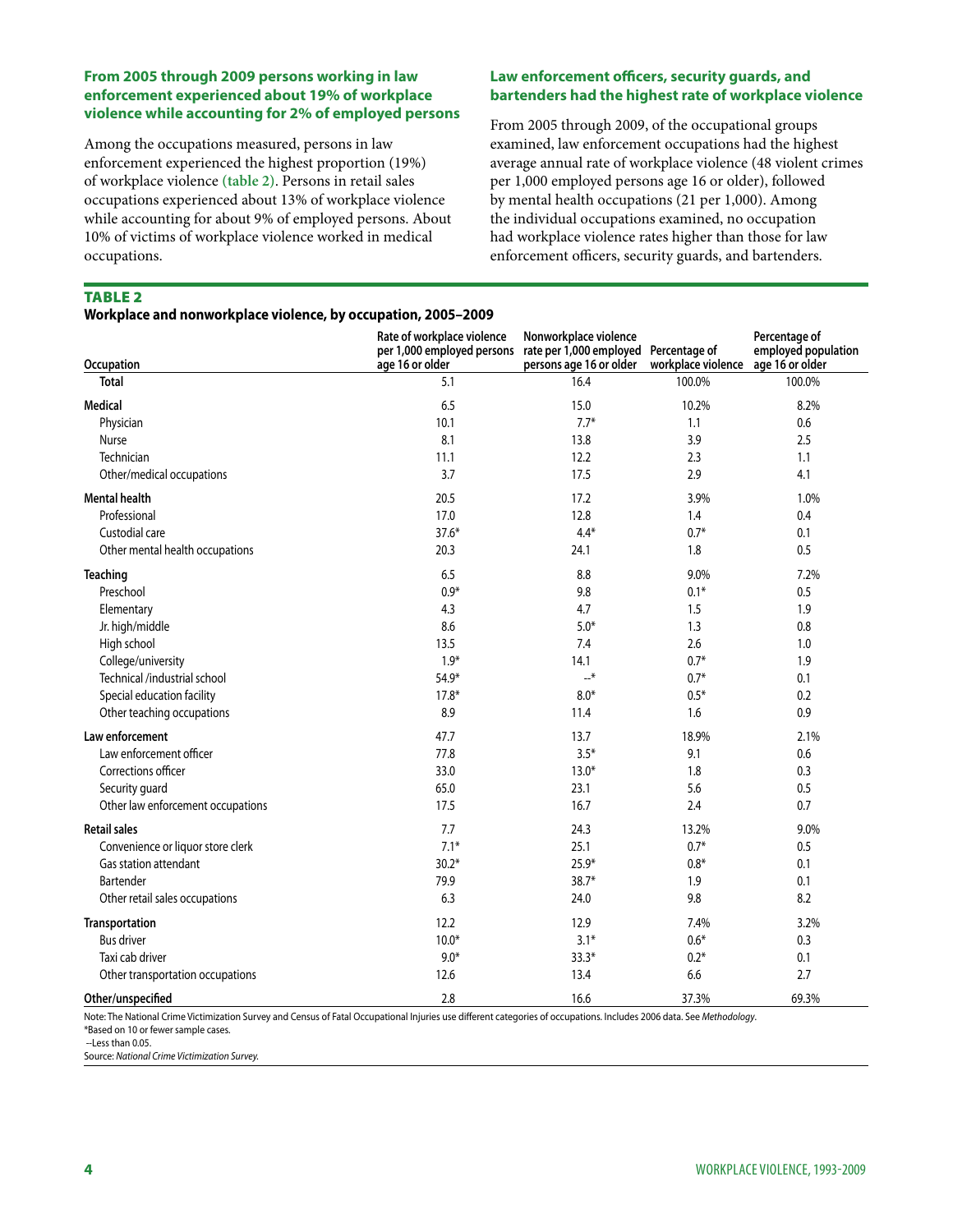### From 2005 through 2009 persons working in law enforcement experienced about 19% of workplace violence while accounting for 2% of employed persons

Among the occupations measured, persons in law enforcement experienced the highest proportion (19%) of workplace violence (table 2). Persons in retail sales occupations experienced about 13% of workplace violence while accounting for about 9% of employed persons. About 10% of victims of workplace violence worked in medical occupations.

### Law enforcement officers, security guards, and bartenders had the highest rate of workplace violence

From 2005 through 2009, of the occupational groups examined, law enforcement occupations had the highest average annual rate of workplace violence (48 violent crimes per 1,000 employed persons age 16 or older), followed by mental health occupations (21 per 1,000). Among the individual occupations examined, no occupation had workplace violence rates higher than those for law enforcement officers, security guards, and bartenders.

**TABLE 2**

**Workplace and nonworkplace violence, by occupation, 2005–2009**

| Occupation | Rate of workplace violence per 1,000 employed persons age 16 or older | Nonworkplace violence rate per 1,000 employed persons age 16 or older | Percentage of workplace violence | Percentage of employed population age 16 or older |
|---|---|---|---|---|
| **Total** | 5.1 | 16.4 | 100.0% | 100.0% |
| **Medical** | 6.5 | 15.0 | 10.2% | 8.2% |
| Physician | 10.1 | 7.7* | 1.1 | 0.6 |
| Nurse | 8.1 | 13.8 | 3.9 | 2.5 |
| Technician | 11.1 | 12.2 | 2.3 | 1.1 |
| Other/medical occupations | 3.7 | 17.5 | 2.9 | 4.1 |
| **Mental health** | 20.5 | 17.2 | 3.9% | 1.0% |
| Professional | 17.0 | 12.8 | 1.4 | 0.4 |
| Custodial care | 37.6* | 4.4* | 0.7* | 0.1 |
| Other mental health occupations | 20.3 | 24.1 | 1.8 | 0.5 |
| **Teaching** | 6.5 | 8.8 | 9.0% | 7.2% |
| Preschool | 0.9* | 9.8 | 0.1* | 0.5 |
| Elementary | 4.3 | 4.7 | 1.5 | 1.9 |
| Jr. high/middle | 8.6 | 5.0* | 1.3 | 0.8 |
| High school | 13.5 | 7.4 | 2.6 | 1.0 |
| College/university | 1.9* | 14.1 | 0.7* | 1.9 |
| Technical /industrial school | 54.9* | --* | 0.7* | 0.1 |
| Special education facility | 17.8* | 8.0* | 0.5* | 0.2 |
| Other teaching occupations | 8.9 | 11.4 | 1.6 | 0.9 |
| **Law enforcement** | 47.7 | 13.7 | 18.9% | 2.1% |
| Law enforcement officer | 77.8 | 3.5* | 9.1 | 0.6 |
| Corrections officer | 33.0 | 13.0* | 1.8 | 0.3 |
| Security guard | 65.0 | 23.1 | 5.6 | 0.5 |
| Other law enforcement occupations | 17.5 | 16.7 | 2.4 | 0.7 |
| **Retail sales** | 7.7 | 24.3 | 13.2% | 9.0% |
| Convenience or liquor store clerk | 7.1* | 25.1 | 0.7* | 0.5 |
| Gas station attendant | 30.2* | 25.9* | 0.8* | 0.1 |
| Bartender | 79.9 | 38.7* | 1.9 | 0.1 |
| Other retail sales occupations | 6.3 | 24.0 | 9.8 | 8.2 |
| **Transportation** | 12.2 | 12.9 | 7.4% | 3.2% |
| Bus driver | 10.0* | 3.1* | 0.6* | 0.3 |
| Taxi cab driver | 9.0* | 33.3* | 0.2* | 0.1 |
| Other transportation occupations | 12.6 | 13.4 | 6.6 | 2.7 |
| **Other/unspecified** | 2.8 | 16.6 | 37.3% | 69.3% |

Note: The National Crime Victimization Survey and Census of Fatal Occupational Injuries use different categories of occupations. Includes 2006 data. See *Methodology*.

*Based on 10 or fewer sample cases.

--Less than 0.05.

Source: *National Crime Victimization Survey.*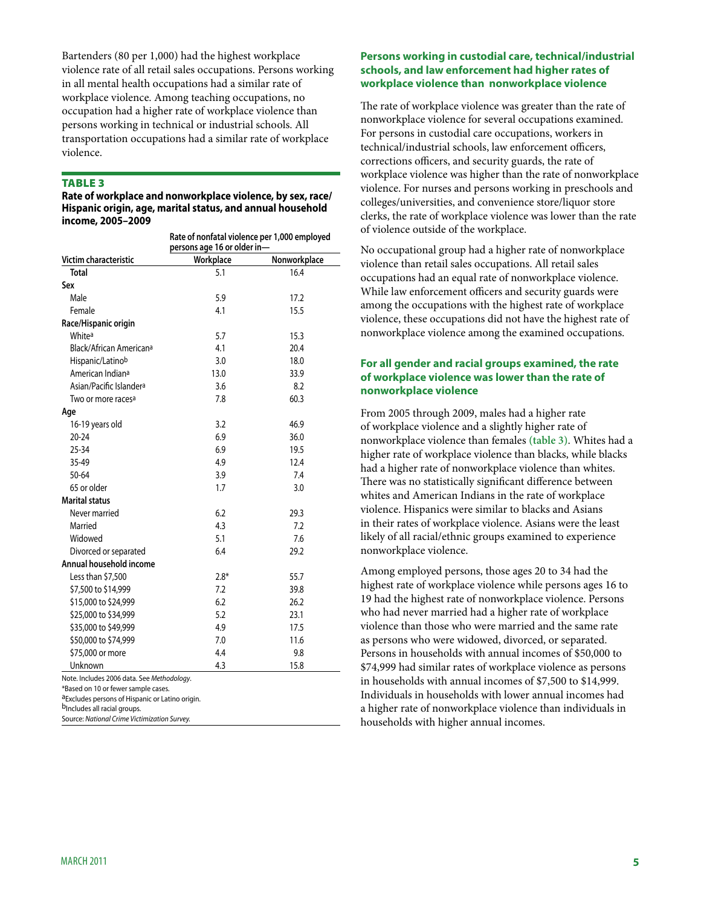Bartenders (80 per 1,000) had the highest workplace violence rate of all retail sales occupations. Persons working in all mental health occupations had a similar rate of workplace violence. Among teaching occupations, no occupation had a higher rate of workplace violence than persons working in technical or industrial schools. All transportation occupations had a similar rate of workplace violence.

**TABLE 3**

**Rate of workplace and nonworkplace violence, by sex, race/Hispanic origin, age, marital status, and annual household income, 2005–2009**

| Victim characteristic | Rate of nonfatal violence per 1,000 employed persons age 16 or older in— Workplace | Nonworkplace |
|---|---|---|
| **Total** | 5.1 | 16.4 |
| **Sex** | | |
| Male | 5.9 | 17.2 |
| Female | 4.1 | 15.5 |
| **Race/Hispanic origin** | | |
| White[a] | 5.7 | 15.3 |
| Black/African American[a] | 4.1 | 20.4 |
| Hispanic/Latino[b] | 3.0 | 18.0 |
| American Indian[a] | 13.0 | 33.9 |
| Asian/Pacific Islander[a] | 3.6 | 8.2 |
| Two or more races[a] | 7.8 | 60.3 |
| **Age** | | |
| 16-19 years old | 3.2 | 46.9 |
| 20-24 | 6.9 | 36.0 |
| 25-34 | 6.9 | 19.5 |
| 35-49 | 4.9 | 12.4 |
| 50-64 | 3.9 | 7.4 |
| 65 or older | 1.7 | 3.0 |
| **Marital status** | | |
| Never married | 6.2 | 29.3 |
| Married | 4.3 | 7.2 |
| Widowed | 5.1 | 7.6 |
| Divorced or separated | 6.4 | 29.2 |
| **Annual household income** | | |
| Less than $7,500 | 2.8* | 55.7 |
| $7,500 to $14,999 | 7.2 | 39.8 |
| $15,000 to $24,999 | 6.2 | 26.2 |
| $25,000 to $34,999 | 5.2 | 23.1 |
| $35,000 to $49,999 | 4.9 | 17.5 |
| $50,000 to $74,999 | 7.0 | 11.6 |
| $75,000 or more | 4.4 | 9.8 |
| Unknown | 4.3 | 15.8 |

Note. Includes 2006 data. See *Methodology*.
*Based on 10 or fewer sample cases.
[a]Excludes persons of Hispanic or Latino origin.
[b]Includes all racial groups.
Source: *National Crime Victimization Survey.*

### Persons working in custodial care, technical/industrial schools, and law enforcement had higher rates of workplace violence than nonworkplace violence

The rate of workplace violence was greater than the rate of nonworkplace violence for several occupations examined. For persons in custodial care occupations, workers in technical/industrial schools, law enforcement officers, corrections officers, and security guards, the rate of workplace violence was higher than the rate of nonworkplace violence. For nurses and persons working in preschools and colleges/universities, and convenience store/liquor store clerks, the rate of workplace violence was lower than the rate of violence outside of the workplace.

No occupational group had a higher rate of nonworkplace violence than retail sales occupations. All retail sales occupations had an equal rate of nonworkplace violence. While law enforcement officers and security guards were among the occupations with the highest rate of workplace violence, these occupations did not have the highest rate of nonworkplace violence among the examined occupations.

### For all gender and racial groups examined, the rate of workplace violence was lower than the rate of nonworkplace violence

From 2005 through 2009, males had a higher rate of workplace violence and a slightly higher rate of nonworkplace violence than females (table 3). Whites had a higher rate of workplace violence than blacks, while blacks had a higher rate of nonworkplace violence than whites. There was no statistically significant difference between whites and American Indians in the rate of workplace violence. Hispanics were similar to blacks and Asians in their rates of workplace violence. Asians were the least likely of all racial/ethnic groups examined to experience nonworkplace violence.

Among employed persons, those ages 20 to 34 had the highest rate of workplace violence while persons ages 16 to 19 had the highest rate of nonworkplace violence. Persons who had never married had a higher rate of workplace violence than those who were married and the same rate as persons who were widowed, divorced, or separated. Persons in households with annual incomes of $50,000 to $74,999 had similar rates of workplace violence as persons in households with annual incomes of $7,500 to $14,999. Individuals in households with lower annual incomes had a higher rate of nonworkplace violence than individuals in households with higher annual incomes.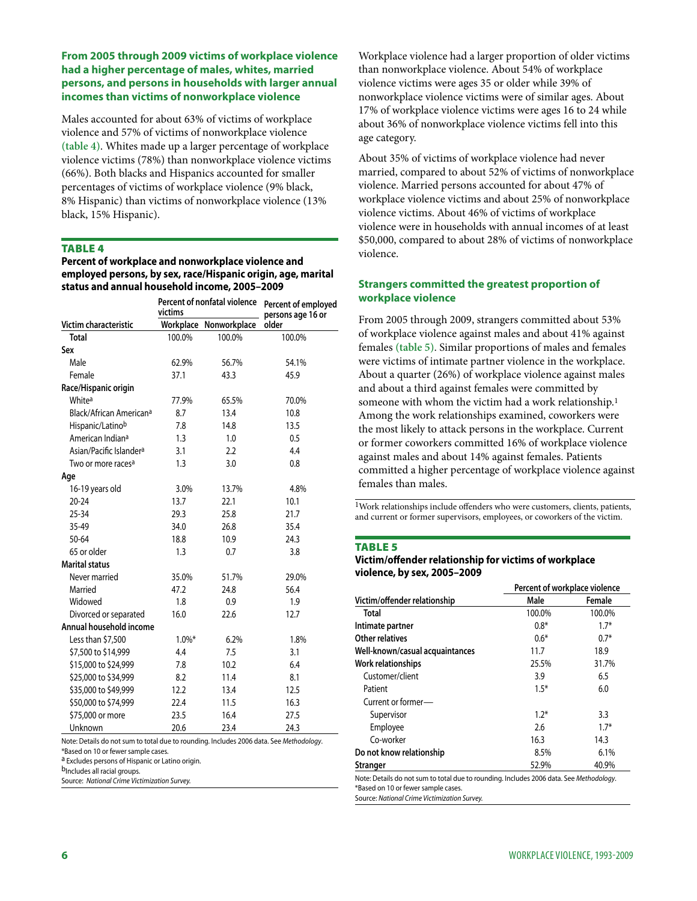## From 2005 through 2009 victims of workplace violence had a higher percentage of males, whites, married persons, and persons in households with larger annual incomes than victims of nonworkplace violence

Males accounted for about 63% of victims of workplace violence and 57% of victims of nonworkplace violence (table 4). Whites made up a larger percentage of workplace violence victims (78%) than nonworkplace violence victims (66%). Both blacks and Hispanics accounted for smaller percentages of victims of workplace violence (9% black, 8% Hispanic) than victims of nonworkplace violence (13% black, 15% Hispanic).

**TABLE 4**

**Percent of workplace and nonworkplace violence and employed persons, by sex, race/Hispanic origin, age, marital status and annual household income, 2005–2009**

| | Percent of nonfatal violence victims | | Percent of employed persons age 16 or older |
|---|---|---|---|
| Victim characteristic | Workplace | Nonworkplace | |
| Total | 100.0% | 100.0% | 100.0% |
| **Sex** | | | |
| Male | 62.9% | 56.7% | 54.1% |
| Female | 37.1 | 43.3 | 45.9 |
| **Race/Hispanic origin** | | | |
| White[a] | 77.9% | 65.5% | 70.0% |
| Black/African American[a] | 8.7 | 13.4 | 10.8 |
| Hispanic/Latino[b] | 7.8 | 14.8 | 13.5 |
| American Indian[a] | 1.3 | 1.0 | 0.5 |
| Asian/Pacific Islander[a] | 3.1 | 2.2 | 4.4 |
| Two or more races[a] | 1.3 | 3.0 | 0.8 |
| **Age** | | | |
| 16-19 years old | 3.0% | 13.7% | 4.8% |
| 20-24 | 13.7 | 22.1 | 10.1 |
| 25-34 | 29.3 | 25.8 | 21.7 |
| 35-49 | 34.0 | 26.8 | 35.4 |
| 50-64 | 18.8 | 10.9 | 24.3 |
| 65 or older | 1.3 | 0.7 | 3.8 |
| **Marital status** | | | |
| Never married | 35.0% | 51.7% | 29.0% |
| Married | 47.2 | 24.8 | 56.4 |
| Widowed | 1.8 | 0.9 | 1.9 |
| Divorced or separated | 16.0 | 22.6 | 12.7 |
| **Annual household income** | | | |
| Less than $7,500 | 1.0%* | 6.2% | 1.8% |
| $7,500 to $14,999 | 4.4 | 7.5 | 3.1 |
| $15,000 to $24,999 | 7.8 | 10.2 | 6.4 |
| $25,000 to $34,999 | 8.2 | 11.4 | 8.1 |
| $35,000 to $49,999 | 12.2 | 13.4 | 12.5 |
| $50,000 to $74,999 | 22.4 | 11.5 | 16.3 |
| $75,000 or more | 23.5 | 16.4 | 27.5 |
| Unknown | 20.6 | 23.4 | 24.3 |

Note: Details do not sum to total due to rounding. Includes 2006 data. See *Methodology*.
*Based on 10 or fewer sample cases.
[a] Excludes persons of Hispanic or Latino origin.
[b] Includes all racial groups.
Source: *National Crime Victimization Survey.*

Workplace violence had a larger proportion of older victims than nonworkplace violence. About 54% of workplace violence victims were ages 35 or older while 39% of nonworkplace violence victims were of similar ages. About 17% of workplace violence victims were ages 16 to 24 while about 36% of nonworkplace violence victims fell into this age category.

About 35% of victims of workplace violence had never married, compared to about 52% of victims of nonworkplace violence. Married persons accounted for about 47% of workplace violence victims and about 25% of nonworkplace violence victims. About 46% of victims of workplace violence were in households with annual incomes of at least $50,000, compared to about 28% of victims of nonworkplace violence.

## Strangers committed the greatest proportion of workplace violence

From 2005 through 2009, strangers committed about 53% of workplace violence against males and about 41% against females (table 5). Similar proportions of males and females were victims of intimate partner violence in the workplace. About a quarter (26%) of workplace violence against males and about a third against females were committed by someone with whom the victim had a work relationship.[1] Among the work relationships examined, coworkers were the most likely to attack persons in the workplace. Current or former coworkers committed 16% of workplace violence against males and about 14% against females. Patients committed a higher percentage of workplace violence against females than males.

[1]Work relationships include offenders who were customers, clients, patients, and current or former supervisors, employees, or coworkers of the victim.

**TABLE 5**

**Victim/offender relationship for victims of workplace violence, by sex, 2005–2009**

| | Percent of workplace violence | |
|---|---|---|
| Victim/offender relationship | Male | Female |
| Total | 100.0% | 100.0% |
| **Intimate partner** | 0.8* | 1.7* |
| **Other relatives** | 0.6* | 0.7* |
| **Well-known/casual acquaintances** | 11.7 | 18.9 |
| **Work relationships** | 25.5% | 31.7% |
| Customer/client | 3.9 | 6.5 |
| Patient | 1.5* | 6.0 |
| Current or former— | | |
| Supervisor | 1.2* | 3.3 |
| Employee | 2.6 | 1.7* |
| Co-worker | 16.3 | 14.3 |
| **Do not know relationship** | 8.5% | 6.1% |
| **Stranger** | 52.9% | 40.9% |

Note: Details do not sum to total due to rounding. Includes 2006 data. See *Methodology*.
*Based on 10 or fewer sample cases.
Source: *National Crime Victimization Survey.*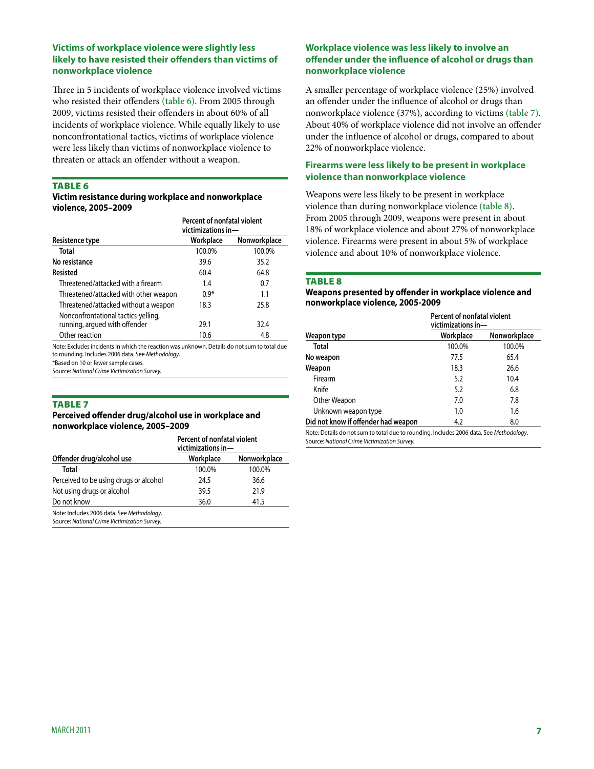### Victims of workplace violence were slightly less likely to have resisted their offenders than victims of nonworkplace violence

Three in 5 incidents of workplace violence involved victims who resisted their offenders (table 6). From 2005 through 2009, victims resisted their offenders in about 60% of all incidents of workplace violence. While equally likely to use nonconfrontational tactics, victims of workplace violence were less likely than victims of nonworkplace violence to threaten or attack an offender without a weapon.

**TABLE 6**

**Victim resistance during workplace and nonworkplace violence, 2005–2009**

| | Percent of nonfatal violent victimizations in— | |
|---|---|---|
| Resistence type | Workplace | Nonworkplace |
| Total | 100.0% | 100.0% |
| No resistance | 39.6 | 35.2 |
| Resisted | 60.4 | 64.8 |
| Threatened/attacked with a firearm | 1.4 | 0.7 |
| Threatened/attacked with other weapon | 0.9* | 1.1 |
| Threatened/attacked without a weapon | 18.3 | 25.8 |
| Nonconfrontational tactics-yelling, running, argued with offender | 29.1 | 32.4 |
| Other reaction | 10.6 | 4.8 |

Note: Excludes incidents in which the reaction was unknown. Details do not sum to total due to rounding. Includes 2006 data. See *Methodology*.
*Based on 10 or fewer sample cases.
Source: *National Crime Victimization Survey.*

**TABLE 7**

**Perceived offender drug/alcohol use in workplace and nonworkplace violence, 2005–2009**

| | Percent of nonfatal violent victimizations in— | |
|---|---|---|
| Offender drug/alcohol use | Workplace | Nonworkplace |
| Total | 100.0% | 100.0% |
| Perceived to be using drugs or alcohol | 24.5 | 36.6 |
| Not using drugs or alcohol | 39.5 | 21.9 |
| Do not know | 36.0 | 41.5 |

Note: Includes 2006 data. See *Methodology*.
Source: *National Crime Victimization Survey.*

### Workplace violence was less likely to involve an offender under the influence of alcohol or drugs than nonworkplace violence

A smaller percentage of workplace violence (25%) involved an offender under the influence of alcohol or drugs than nonworkplace violence (37%), according to victims (table 7). About 40% of workplace violence did not involve an offender under the influence of alcohol or drugs, compared to about 22% of nonworkplace violence.

### Firearms were less likely to be present in workplace violence than nonworkplace violence

Weapons were less likely to be present in workplace violence than during nonworkplace violence (table 8). From 2005 through 2009, weapons were present in about 18% of workplace violence and about 27% of nonworkplace violence. Firearms were present in about 5% of workplace violence and about 10% of nonworkplace violence.

**TABLE 8**

**Weapons presented by offender in workplace violence and nonworkplace violence, 2005-2009**

| | Percent of nonfatal violent victimizations in— | |
|---|---|---|
| Weapon type | Workplace | Nonworkplace |
| Total | 100.0% | 100.0% |
| No weapon | 77.5 | 65.4 |
| Weapon | 18.3 | 26.6 |
| Firearm | 5.2 | 10.4 |
| Knife | 5.2 | 6.8 |
| Other Weapon | 7.0 | 7.8 |
| Unknown weapon type | 1.0 | 1.6 |
| Did not know if offender had weapon | 4.2 | 8.0 |

Note: Details do not sum to total due to rounding. Includes 2006 data. See *Methodology*.
Source: *National Crime Victimization Survey.*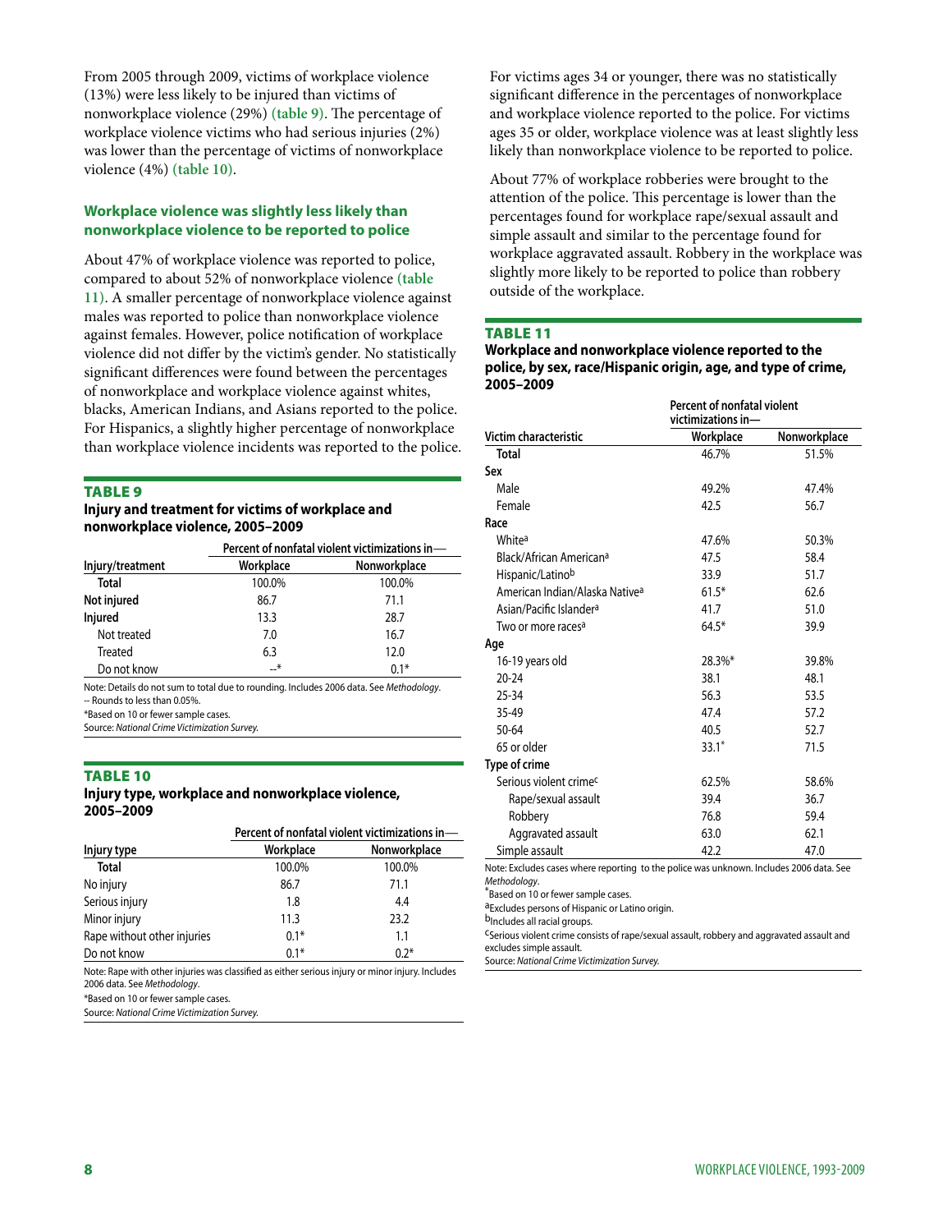From 2005 through 2009, victims of workplace violence (13%) were less likely to be injured than victims of nonworkplace violence (29%) **(table 9)**. The percentage of workplace violence victims who had serious injuries (2%) was lower than the percentage of victims of nonworkplace violence (4%) **(table 10)**.

### Workplace violence was slightly less likely than nonworkplace violence to be reported to police

About 47% of workplace violence was reported to police, compared to about 52% of nonworkplace violence **(table 11)**. A smaller percentage of nonworkplace violence against males was reported to police than nonworkplace violence against females. However, police notification of workplace violence did not differ by the victim's gender. No statistically significant differences were found between the percentages of nonworkplace and workplace violence against whites, blacks, American Indians, and Asians reported to the police. For Hispanics, a slightly higher percentage of nonworkplace than workplace violence incidents was reported to the police.

**TABLE 9**
**Injury and treatment for victims of workplace and nonworkplace violence, 2005–2009**

| | Percent of nonfatal violent victimizations in— | |
|---|---|---|
| Injury/treatment | Workplace | Nonworkplace |
| **Total** | 100.0% | 100.0% |
| **Not injured** | 86.7 | 71.1 |
| **Injured** | 13.3 | 28.7 |
| Not treated | 7.0 | 16.7 |
| Treated | 6.3 | 12.0 |
| Do not know | --* | 0.1* |

Note: Details do not sum to total due to rounding. Includes 2006 data. See *Methodology*.
-- Rounds to less than 0.05%.
*Based on 10 or fewer sample cases.
Source: *National Crime Victimization Survey.*

**TABLE 10**
**Injury type, workplace and nonworkplace violence, 2005–2009**

| | Percent of nonfatal violent victimizations in— | |
|---|---|---|
| Injury type | Workplace | Nonworkplace |
| **Total** | 100.0% | 100.0% |
| No injury | 86.7 | 71.1 |
| Serious injury | 1.8 | 4.4 |
| Minor injury | 11.3 | 23.2 |
| Rape without other injuries | 0.1* | 1.1 |
| Do not know | 0.1* | 0.2* |

Note: Rape with other injuries was classified as either serious injury or minor injury. Includes 2006 data. See *Methodology*.
*Based on 10 or fewer sample cases.
Source: *National Crime Victimization Survey.*

For victims ages 34 or younger, there was no statistically significant difference in the percentages of nonworkplace and workplace violence reported to the police. For victims ages 35 or older, workplace violence was at least slightly less likely than nonworkplace violence to be reported to police.

About 77% of workplace robberies were brought to the attention of the police. This percentage is lower than the percentages found for workplace rape/sexual assault and simple assault and similar to the percentage found for workplace aggravated assault. Robbery in the workplace was slightly more likely to be reported to police than robbery outside of the workplace.

**TABLE 11**
**Workplace and nonworkplace violence reported to the police, by sex, race/Hispanic origin, age, and type of crime, 2005–2009**

| | Percent of nonfatal violent victimizations in— | |
|---|---|---|
| Victim characteristic | Workplace | Nonworkplace |
| **Total** | 46.7% | 51.5% |
| **Sex** | | |
| Male | 49.2% | 47.4% |
| Female | 42.5 | 56.7 |
| **Race** | | |
| White[a] | 47.6% | 50.3% |
| Black/African American[a] | 47.5 | 58.4 |
| Hispanic/Latino[b] | 33.9 | 51.7 |
| American Indian/Alaska Native[a] | 61.5* | 62.6 |
| Asian/Pacific Islander[a] | 41.7 | 51.0 |
| Two or more races[a] | 64.5* | 39.9 |
| **Age** | | |
| 16-19 years old | 28.3%* | 39.8% |
| 20-24 | 38.1 | 48.1 |
| 25-34 | 56.3 | 53.5 |
| 35-49 | 47.4 | 57.2 |
| 50-64 | 40.5 | 52.7 |
| 65 or older | 33.1* | 71.5 |
| **Type of crime** | | |
| Serious violent crime[c] | 62.5% | 58.6% |
| Rape/sexual assault | 39.4 | 36.7 |
| Robbery | 76.8 | 59.4 |
| Aggravated assault | 63.0 | 62.1 |
| Simple assault | 42.2 | 47.0 |

Note: Excludes cases where reporting to the police was unknown. Includes 2006 data. See *Methodology*.
*Based on 10 or fewer sample cases.
[a]Excludes persons of Hispanic or Latino origin.
[b]Includes all racial groups.
[c]Serious violent crime consists of rape/sexual assault, robbery and aggravated assault and excludes simple assault.
Source: *National Crime Victimization Survey.*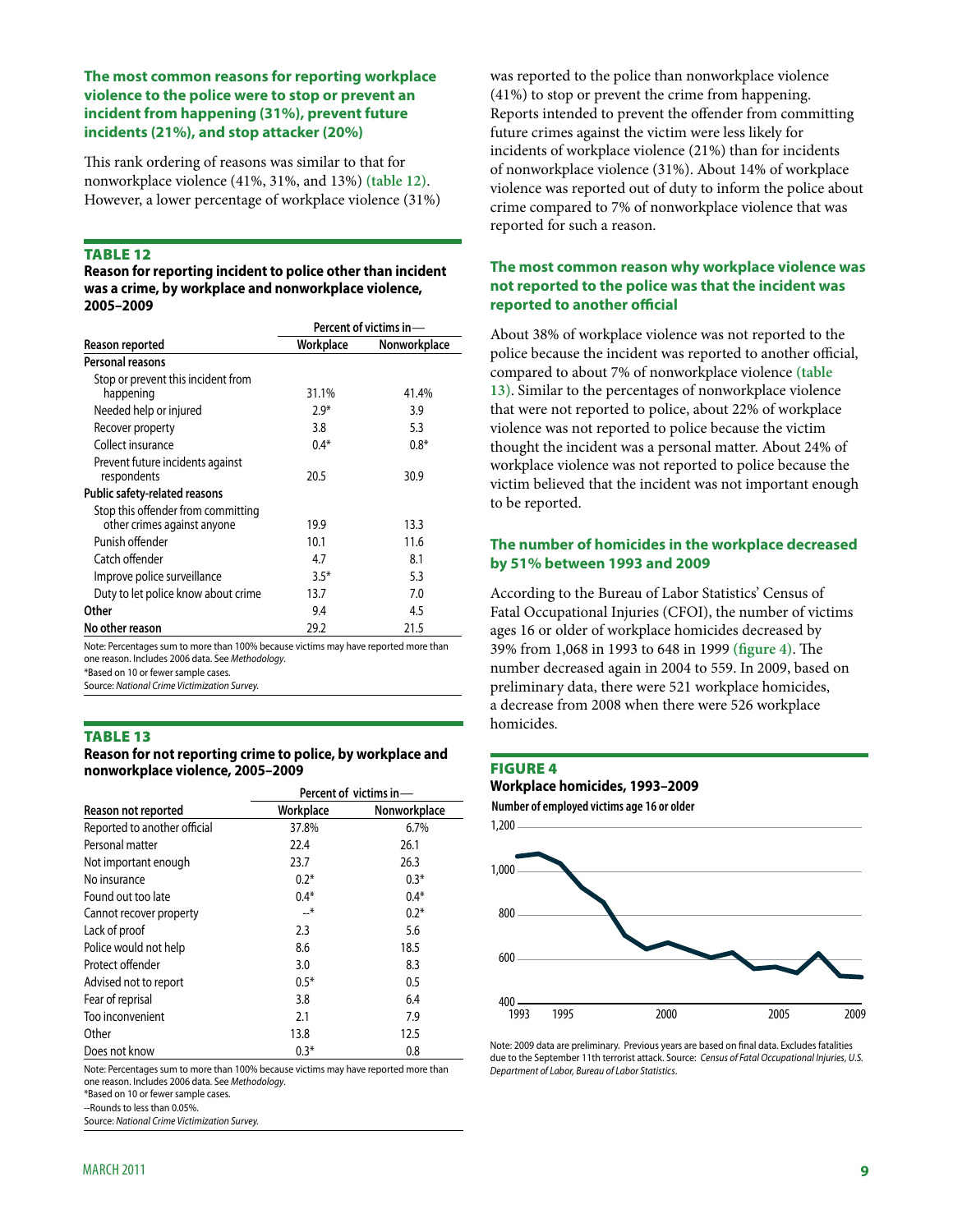### The most common reasons for reporting workplace violence to the police were to stop or prevent an incident from happening (31%), prevent future incidents (21%), and stop attacker (20%)

This rank ordering of reasons was similar to that for nonworkplace violence (41%, 31%, and 13%) (table 12). However, a lower percentage of workplace violence (31%) was reported to the police than nonworkplace violence (41%) to stop or prevent the crime from happening. Reports intended to prevent the offender from committing future crimes against the victim were less likely for incidents of workplace violence (21%) than for incidents of nonworkplace violence (31%). About 14% of workplace violence was reported out of duty to inform the police about crime compared to 7% of nonworkplace violence that was reported for such a reason.

**TABLE 12**

**Reason for reporting incident to police other than incident was a crime, by workplace and nonworkplace violence, 2005–2009**

| | Percent of victims in— | |
|---|---|---|
| **Reason reported** | **Workplace** | **Nonworkplace** |
| **Personal reasons** | | |
| Stop or prevent this incident from happening | 31.1% | 41.4% |
| Needed help or injured | 2.9* | 3.9 |
| Recover property | 3.8 | 5.3 |
| Collect insurance | 0.4* | 0.8* |
| Prevent future incidents against respondents | 20.5 | 30.9 |
| **Public safety-related reasons** | | |
| Stop this offender from committing other crimes against anyone | 19.9 | 13.3 |
| Punish offender | 10.1 | 11.6 |
| Catch offender | 4.7 | 8.1 |
| Improve police surveillance | 3.5* | 5.3 |
| Duty to let police know about crime | 13.7 | 7.0 |
| **Other** | 9.4 | 4.5 |
| **No other reason** | 29.2 | 21.5 |

Note: Percentages sum to more than 100% because victims may have reported more than one reason. Includes 2006 data. See *Methodology*.
*Based on 10 or fewer sample cases.
Source: *National Crime Victimization Survey.*

**TABLE 13**

**Reason for not reporting crime to police, by workplace and nonworkplace violence, 2005–2009**

| | Percent of victims in— | |
|---|---|---|
| **Reason not reported** | **Workplace** | **Nonworkplace** |
| Reported to another official | 37.8% | 6.7% |
| Personal matter | 22.4 | 26.1 |
| Not important enough | 23.7 | 26.3 |
| No insurance | 0.2* | 0.3* |
| Found out too late | 0.4* | 0.4* |
| Cannot recover property | --* | 0.2* |
| Lack of proof | 2.3 | 5.6 |
| Police would not help | 8.6 | 18.5 |
| Protect offender | 3.0 | 8.3 |
| Advised not to report | 0.5* | 0.5 |
| Fear of reprisal | 3.8 | 6.4 |
| Too inconvenient | 2.1 | 7.9 |
| Other | 13.8 | 12.5 |
| Does not know | 0.3* | 0.8 |

Note: Percentages sum to more than 100% because victims may have reported more than one reason. Includes 2006 data. See *Methodology*.
*Based on 10 or fewer sample cases.
--Rounds to less than 0.05%.
Source: *National Crime Victimization Survey.*

### The most common reason why workplace violence was not reported to the police was that the incident was reported to another official

About 38% of workplace violence was not reported to the police because the incident was reported to another official, compared to about 7% of nonworkplace violence (table 13). Similar to the percentages of nonworkplace violence that were not reported to police, about 22% of workplace violence was not reported to police because the victim thought the incident was a personal matter. About 24% of workplace violence was not reported to police because the victim believed that the incident was not important enough to be reported.

### The number of homicides in the workplace decreased by 51% between 1993 and 2009

According to the Bureau of Labor Statistics' Census of Fatal Occupational Injuries (CFOI), the number of victims ages 16 or older of workplace homicides decreased by 39% from 1,068 in 1993 to 648 in 1999 (figure 4). The number decreased again in 2004 to 559. In 2009, based on preliminary data, there were 521 workplace homicides, a decrease from 2008 when there were 526 workplace homicides.

**FIGURE 4**

**Workplace homicides, 1993–2009**

Number of employed victims age 16 or older

Note: 2009 data are preliminary. Previous years are based on final data. Excludes fatalities due to the September 11th terrorist attack. Source: *Census of Fatal Occupational Injuries, U.S. Department of Labor, Bureau of Labor Statistics*.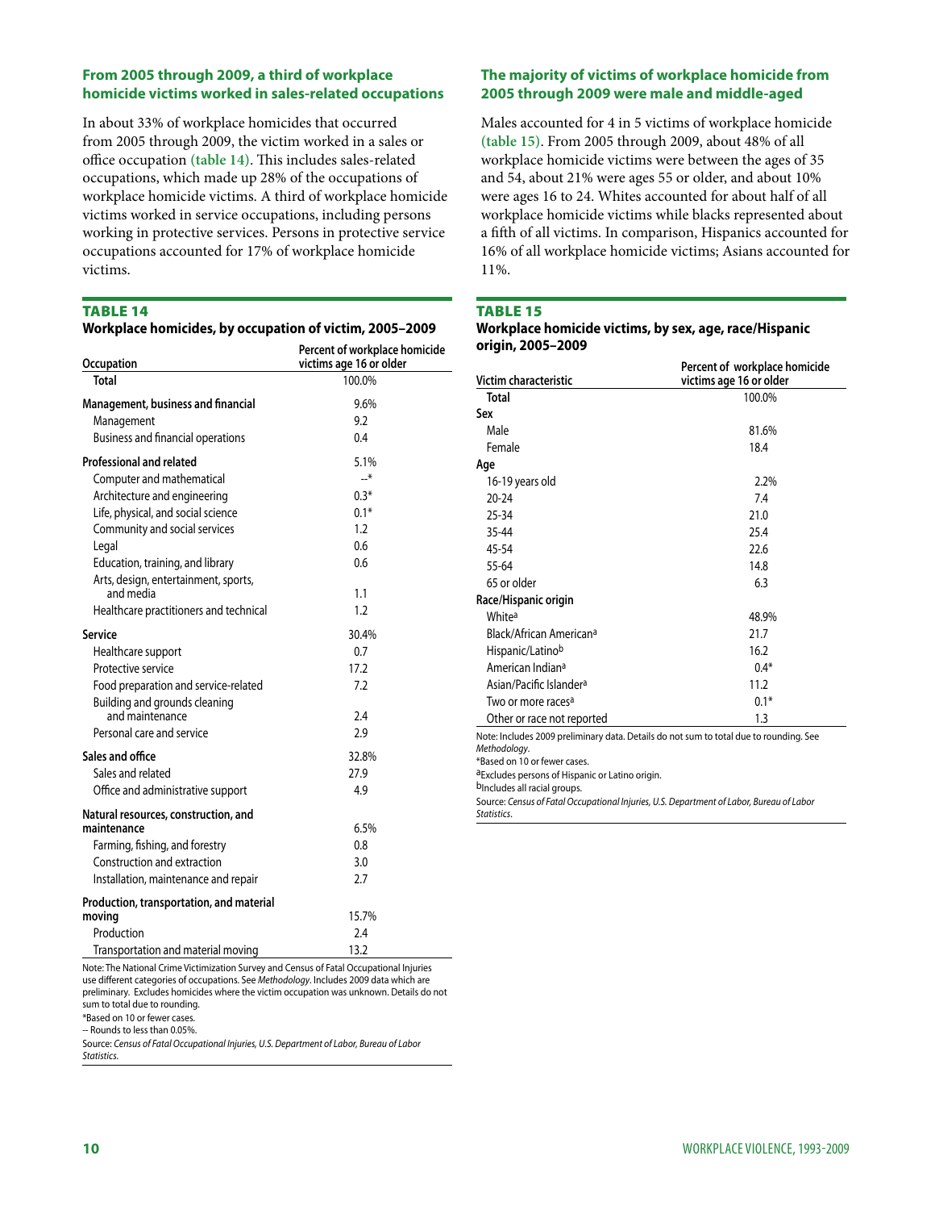### From 2005 through 2009, a third of workplace homicide victims worked in sales-related occupations

In about 33% of workplace homicides that occurred from 2005 through 2009, the victim worked in a sales or office occupation (table 14). This includes sales-related occupations, which made up 28% of the occupations of workplace homicide victims. A third of workplace homicide victims worked in service occupations, including persons working in protective services. Persons in protective service occupations accounted for 17% of workplace homicide victims.

**TABLE 14**

**Workplace homicides, by occupation of victim, 2005–2009**

| Occupation | Percent of workplace homicide victims age 16 or older |
|---|---|
| **Total** | 100.0% |
| **Management, business and financial** | 9.6% |
| Management | 9.2 |
| Business and financial operations | 0.4 |
| **Professional and related** | 5.1% |
| Computer and mathematical | --* |
| Architecture and engineering | 0.3* |
| Life, physical, and social science | 0.1* |
| Community and social services | 1.2 |
| Legal | 0.6 |
| Education, training, and library | 0.6 |
| Arts, design, entertainment, sports, and media | 1.1 |
| Healthcare practitioners and technical | 1.2 |
| **Service** | 30.4% |
| Healthcare support | 0.7 |
| Protective service | 17.2 |
| Food preparation and service-related | 7.2 |
| Building and grounds cleaning and maintenance | 2.4 |
| Personal care and service | 2.9 |
| **Sales and office** | 32.8% |
| Sales and related | 27.9 |
| Office and administrative support | 4.9 |
| **Natural resources, construction, and maintenance** | 6.5% |
| Farming, fishing, and forestry | 0.8 |
| Construction and extraction | 3.0 |
| Installation, maintenance and repair | 2.7 |
| **Production, transportation, and material moving** | 15.7% |
| Production | 2.4 |
| Transportation and material moving | 13.2 |

Note: The National Crime Victimization Survey and Census of Fatal Occupational Injuries use different categories of occupations. See *Methodology*. Includes 2009 data which are preliminary. Excludes homicides where the victim occupation was unknown. Details do not sum to total due to rounding.

*Based on 10 or fewer cases.

-- Rounds to less than 0.05%.

Source: *Census of Fatal Occupational Injuries, U.S. Department of Labor, Bureau of Labor Statistics.*

### The majority of victims of workplace homicide from 2005 through 2009 were male and middle-aged

Males accounted for 4 in 5 victims of workplace homicide (table 15). From 2005 through 2009, about 48% of all workplace homicide victims were between the ages of 35 and 54, about 21% were ages 55 or older, and about 10% were ages 16 to 24. Whites accounted for about half of all workplace homicide victims while blacks represented about a fifth of all victims. In comparison, Hispanics accounted for 16% of all workplace homicide victims; Asians accounted for 11%.

**TABLE 15**

**Workplace homicide victims, by sex, age, race/Hispanic origin, 2005–2009**

| Victim characteristic | Percent of workplace homicide victims age 16 or older |
|---|---|
| **Total** | 100.0% |
| **Sex** | |
| Male | 81.6% |
| Female | 18.4 |
| **Age** | |
| 16-19 years old | 2.2% |
| 20-24 | 7.4 |
| 25-34 | 21.0 |
| 35-44 | 25.4 |
| 45-54 | 22.6 |
| 55-64 | 14.8 |
| 65 or older | 6.3 |
| **Race/Hispanic origin** | |
| White[a] | 48.9% |
| Black/African American[a] | 21.7 |
| Hispanic/Latino[b] | 16.2 |
| American Indian[a] | 0.4* |
| Asian/Pacific Islander[a] | 11.2 |
| Two or more races[a] | 0.1* |
| Other or race not reported | 1.3 |

Note: Includes 2009 preliminary data. Details do not sum to total due to rounding. See *Methodology*.

*Based on 10 or fewer cases.

[a]Excludes persons of Hispanic or Latino origin.

[b]Includes all racial groups.

Source: *Census of Fatal Occupational Injuries, U.S. Department of Labor, Bureau of Labor Statistics.*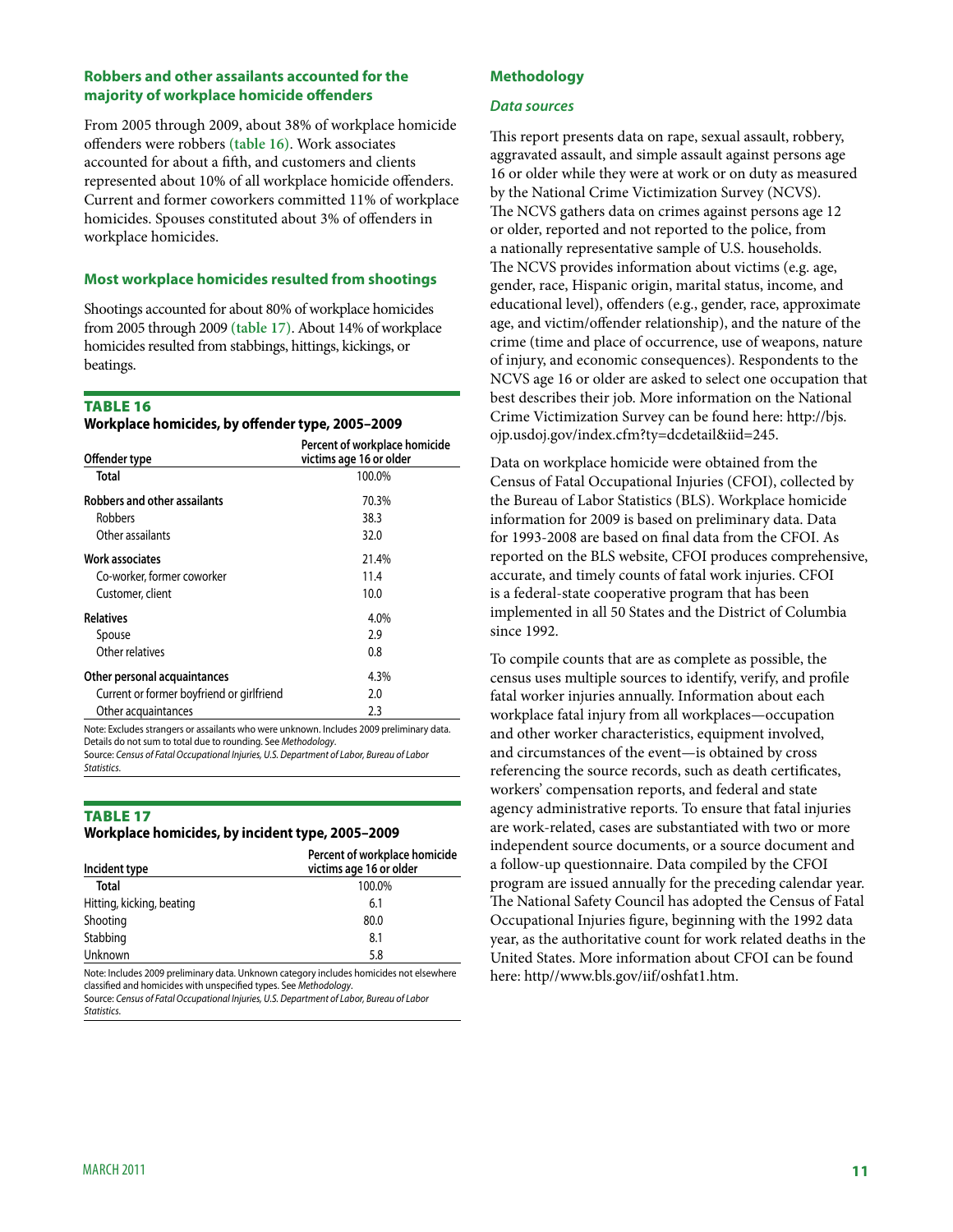## Robbers and other assailants accounted for the majority of workplace homicide offenders

From 2005 through 2009, about 38% of workplace homicide offenders were robbers (table 16). Work associates accounted for about a fifth, and customers and clients represented about 10% of all workplace homicide offenders. Current and former coworkers committed 11% of workplace homicides. Spouses constituted about 3% of offenders in workplace homicides.

## Most workplace homicides resulted from shootings

Shootings accounted for about 80% of workplace homicides from 2005 through 2009 (table 17). About 14% of workplace homicides resulted from stabbings, hittings, kickings, or beatings.

**TABLE 16**

**Workplace homicides, by offender type, 2005–2009**

| Offender type | Percent of workplace homicide victims age 16 or older |
|---|---|
| Total | 100.0% |
| **Robbers and other assailants** | 70.3% |
| Robbers | 38.3 |
| Other assailants | 32.0 |
| **Work associates** | 21.4% |
| Co-worker, former coworker | 11.4 |
| Customer, client | 10.0 |
| **Relatives** | 4.0% |
| Spouse | 2.9 |
| Other relatives | 0.8 |
| **Other personal acquaintances** | 4.3% |
| Current or former boyfriend or girlfriend | 2.0 |
| Other acquaintances | 2.3 |

Note: Excludes strangers or assailants who were unknown. Includes 2009 preliminary data. Details do not sum to total due to rounding. See *Methodology*.
Source: *Census of Fatal Occupational Injuries, U.S. Department of Labor, Bureau of Labor Statistics.*

**TABLE 17**

**Workplace homicides, by incident type, 2005–2009**

| Incident type | Percent of workplace homicide victims age 16 or older |
|---|---|
| Total | 100.0% |
| Hitting, kicking, beating | 6.1 |
| Shooting | 80.0 |
| Stabbing | 8.1 |
| Unknown | 5.8 |

Note: Includes 2009 preliminary data. Unknown category includes homicides not elsewhere classified and homicides with unspecified types. See *Methodology*.
Source: *Census of Fatal Occupational Injuries, U.S. Department of Labor, Bureau of Labor Statistics.*

## Methodology

### *Data sources*

This report presents data on rape, sexual assault, robbery, aggravated assault, and simple assault against persons age 16 or older while they were at work or on duty as measured by the National Crime Victimization Survey (NCVS). The NCVS gathers data on crimes against persons age 12 or older, reported and not reported to the police, from a nationally representative sample of U.S. households. The NCVS provides information about victims (e.g. age, gender, race, Hispanic origin, marital status, income, and educational level), offenders (e.g., gender, race, approximate age, and victim/offender relationship), and the nature of the crime (time and place of occurrence, use of weapons, nature of injury, and economic consequences). Respondents to the NCVS age 16 or older are asked to select one occupation that best describes their job. More information on the National Crime Victimization Survey can be found here: http://bjs.ojp.usdoj.gov/index.cfm?ty=dcdetail&iid=245.

Data on workplace homicide were obtained from the Census of Fatal Occupational Injuries (CFOI), collected by the Bureau of Labor Statistics (BLS). Workplace homicide information for 2009 is based on preliminary data. Data for 1993-2008 are based on final data from the CFOI. As reported on the BLS website, CFOI produces comprehensive, accurate, and timely counts of fatal work injuries. CFOI is a federal-state cooperative program that has been implemented in all 50 States and the District of Columbia since 1992.

To compile counts that are as complete as possible, the census uses multiple sources to identify, verify, and profile fatal worker injuries annually. Information about each workplace fatal injury from all workplaces—occupation and other worker characteristics, equipment involved, and circumstances of the event—is obtained by cross referencing the source records, such as death certificates, workers' compensation reports, and federal and state agency administrative reports. To ensure that fatal injuries are work-related, cases are substantiated with two or more independent source documents, or a source document and a follow-up questionnaire. Data compiled by the CFOI program are issued annually for the preceding calendar year. The National Safety Council has adopted the Census of Fatal Occupational Injuries figure, beginning with the 1992 data year, as the authoritative count for work related deaths in the United States. More information about CFOI can be found here: http//www.bls.gov/iif/oshfat1.htm.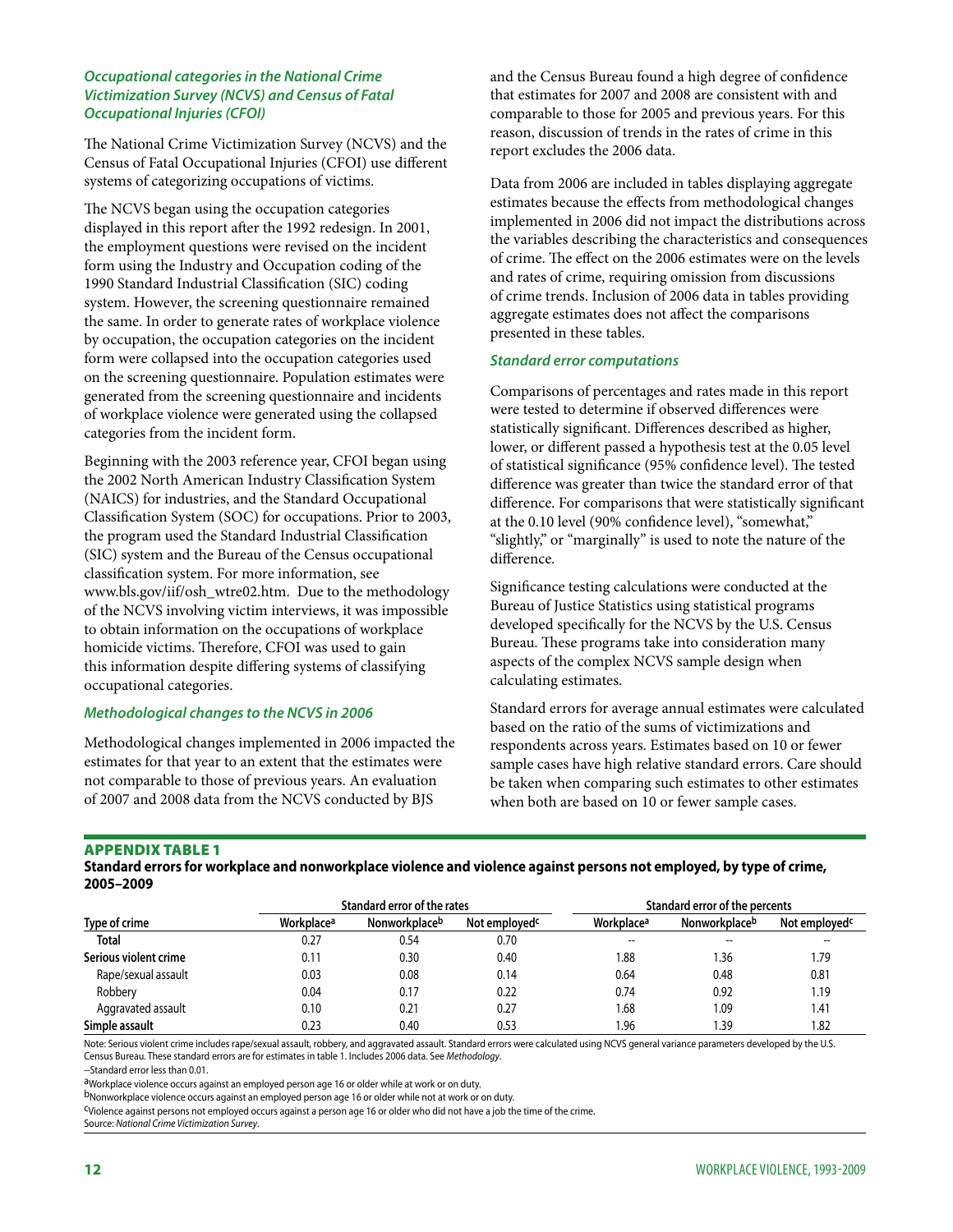### *Occupational categories in the National Crime Victimization Survey (NCVS) and Census of Fatal Occupational Injuries (CFOI)*

The National Crime Victimization Survey (NCVS) and the Census of Fatal Occupational Injuries (CFOI) use different systems of categorizing occupations of victims.

The NCVS began using the occupation categories displayed in this report after the 1992 redesign. In 2001, the employment questions were revised on the incident form using the Industry and Occupation coding of the 1990 Standard Industrial Classification (SIC) coding system. However, the screening questionnaire remained the same. In order to generate rates of workplace violence by occupation, the occupation categories on the incident form were collapsed into the occupation categories used on the screening questionnaire. Population estimates were generated from the screening questionnaire and incidents of workplace violence were generated using the collapsed categories from the incident form.

Beginning with the 2003 reference year, CFOI began using the 2002 North American Industry Classification System (NAICS) for industries, and the Standard Occupational Classification System (SOC) for occupations. Prior to 2003, the program used the Standard Industrial Classification (SIC) system and the Bureau of the Census occupational classification system. For more information, see www.bls.gov/iif/osh_wtre02.htm. Due to the methodology of the NCVS involving victim interviews, it was impossible to obtain information on the occupations of workplace homicide victims. Therefore, CFOI was used to gain this information despite differing systems of classifying occupational categories.

### *Methodological changes to the NCVS in 2006*

Methodological changes implemented in 2006 impacted the estimates for that year to an extent that the estimates were not comparable to those of previous years. An evaluation of 2007 and 2008 data from the NCVS conducted by BJS and the Census Bureau found a high degree of confidence that estimates for 2007 and 2008 are consistent with and comparable to those for 2005 and previous years. For this reason, discussion of trends in the rates of crime in this report excludes the 2006 data.

Data from 2006 are included in tables displaying aggregate estimates because the effects from methodological changes implemented in 2006 did not impact the distributions across the variables describing the characteristics and consequences of crime. The effect on the 2006 estimates were on the levels and rates of crime, requiring omission from discussions of crime trends. Inclusion of 2006 data in tables providing aggregate estimates does not affect the comparisons presented in these tables.

### *Standard error computations*

Comparisons of percentages and rates made in this report were tested to determine if observed differences were statistically significant. Differences described as higher, lower, or different passed a hypothesis test at the 0.05 level of statistical significance (95% confidence level). The tested difference was greater than twice the standard error of that difference. For comparisons that were statistically significant at the 0.10 level (90% confidence level), "somewhat," "slightly," or "marginally" is used to note the nature of the difference.

Significance testing calculations were conducted at the Bureau of Justice Statistics using statistical programs developed specifically for the NCVS by the U.S. Census Bureau. These programs take into consideration many aspects of the complex NCVS sample design when calculating estimates.

Standard errors for average annual estimates were calculated based on the ratio of the sums of victimizations and respondents across years. Estimates based on 10 or fewer sample cases have high relative standard errors. Care should be taken when comparing such estimates to other estimates when both are based on 10 or fewer sample cases.

**APPENDIX TABLE 1**

**Standard errors for workplace and nonworkplace violence and violence against persons not employed, by type of crime, 2005–2009**

| Type of crime | Standard error of the rates | | | Standard error of the percents | | |
|---|---|---|---|---|---|---|
| | Workplace[a] | Nonworkplace[b] | Not employed[c] | Workplace[a] | Nonworkplace[b] | Not employed[c] |
| **Total** | 0.27 | 0.54 | 0.70 | -- | -- | -- |
| **Serious violent crime** | 0.11 | 0.30 | 0.40 | 1.88 | 1.36 | 1.79 |
| Rape/sexual assault | 0.03 | 0.08 | 0.14 | 0.64 | 0.48 | 0.81 |
| Robbery | 0.04 | 0.17 | 0.22 | 0.74 | 0.92 | 1.19 |
| Aggravated assault | 0.10 | 0.21 | 0.27 | 1.68 | 1.09 | 1.41 |
| **Simple assault** | 0.23 | 0.40 | 0.53 | 1.96 | 1.39 | 1.82 |

Note: Serious violent crime includes rape/sexual assault, robbery, and aggravated assault. Standard errors were calculated using NCVS general variance parameters developed by the U.S. Census Bureau. These standard errors are for estimates in table 1. Includes 2006 data. See *Methodology*.

--Standard error less than 0.01.

[a]Workplace violence occurs against an employed person age 16 or older while at work or on duty.

[b]Nonworkplace violence occurs against an employed person age 16 or older while not at work or on duty.

[c]Violence against persons not employed occurs against a person age 16 or older who did not have a job the time of the crime.

Source: *National Crime Victimization Survey*.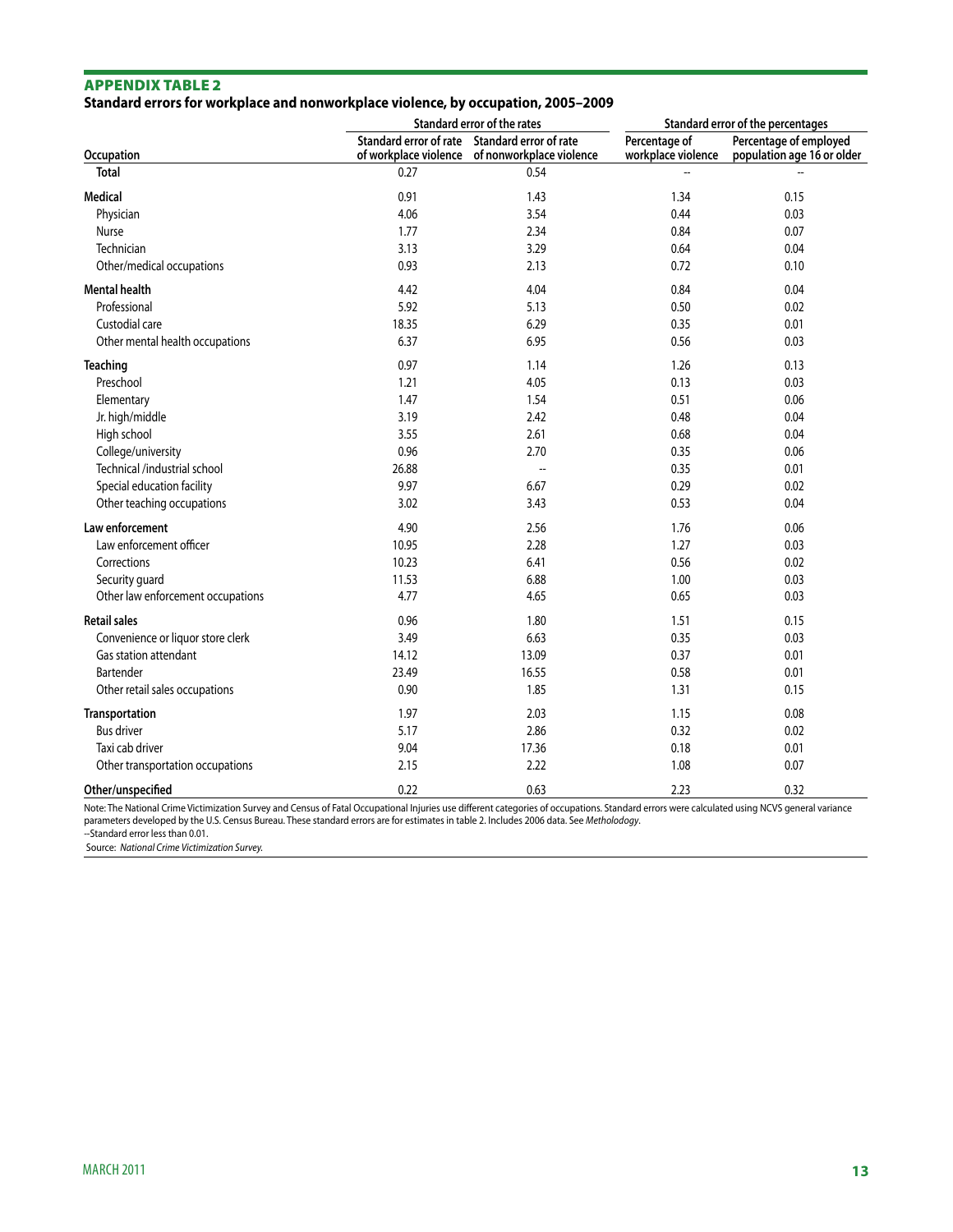## APPENDIX TABLE 2

**Standard errors for workplace and nonworkplace violence, by occupation, 2005–2009**

| Occupation | Standard error of the rates | | Standard error of the percentages | |
|---|---|---|---|---|
| | Standard error of rate of workplace violence | Standard error of rate of nonworkplace violence | Percentage of workplace violence | Percentage of employed population age 16 or older |
| **Total** | 0.27 | 0.54 | -- | -- |
| **Medical** | 0.91 | 1.43 | 1.34 | 0.15 |
| Physician | 4.06 | 3.54 | 0.44 | 0.03 |
| Nurse | 1.77 | 2.34 | 0.84 | 0.07 |
| Technician | 3.13 | 3.29 | 0.64 | 0.04 |
| Other/medical occupations | 0.93 | 2.13 | 0.72 | 0.10 |
| **Mental health** | 4.42 | 4.04 | 0.84 | 0.04 |
| Professional | 5.92 | 5.13 | 0.50 | 0.02 |
| Custodial care | 18.35 | 6.29 | 0.35 | 0.01 |
| Other mental health occupations | 6.37 | 6.95 | 0.56 | 0.03 |
| **Teaching** | 0.97 | 1.14 | 1.26 | 0.13 |
| Preschool | 1.21 | 4.05 | 0.13 | 0.03 |
| Elementary | 1.47 | 1.54 | 0.51 | 0.06 |
| Jr. high/middle | 3.19 | 2.42 | 0.48 | 0.04 |
| High school | 3.55 | 2.61 | 0.68 | 0.04 |
| College/university | 0.96 | 2.70 | 0.35 | 0.06 |
| Technical /industrial school | 26.88 | -- | 0.35 | 0.01 |
| Special education facility | 9.97 | 6.67 | 0.29 | 0.02 |
| Other teaching occupations | 3.02 | 3.43 | 0.53 | 0.04 |
| **Law enforcement** | 4.90 | 2.56 | 1.76 | 0.06 |
| Law enforcement officer | 10.95 | 2.28 | 1.27 | 0.03 |
| Corrections | 10.23 | 6.41 | 0.56 | 0.02 |
| Security guard | 11.53 | 6.88 | 1.00 | 0.03 |
| Other law enforcement occupations | 4.77 | 4.65 | 0.65 | 0.03 |
| **Retail sales** | 0.96 | 1.80 | 1.51 | 0.15 |
| Convenience or liquor store clerk | 3.49 | 6.63 | 0.35 | 0.03 |
| Gas station attendant | 14.12 | 13.09 | 0.37 | 0.01 |
| Bartender | 23.49 | 16.55 | 0.58 | 0.01 |
| Other retail sales occupations | 0.90 | 1.85 | 1.31 | 0.15 |
| **Transportation** | 1.97 | 2.03 | 1.15 | 0.08 |
| Bus driver | 5.17 | 2.86 | 0.32 | 0.02 |
| Taxi cab driver | 9.04 | 17.36 | 0.18 | 0.01 |
| Other transportation occupations | 2.15 | 2.22 | 1.08 | 0.07 |
| **Other/unspecified** | 0.22 | 0.63 | 2.23 | 0.32 |

Note: The National Crime Victimization Survey and Census of Fatal Occupational Injuries use different categories of occupations. Standard errors were calculated using NCVS general variance parameters developed by the U.S. Census Bureau. These standard errors are for estimates in table 2. Includes 2006 data. See *Methodology*.

--Standard error less than 0.01.

Source: *National Crime Victimization Survey.*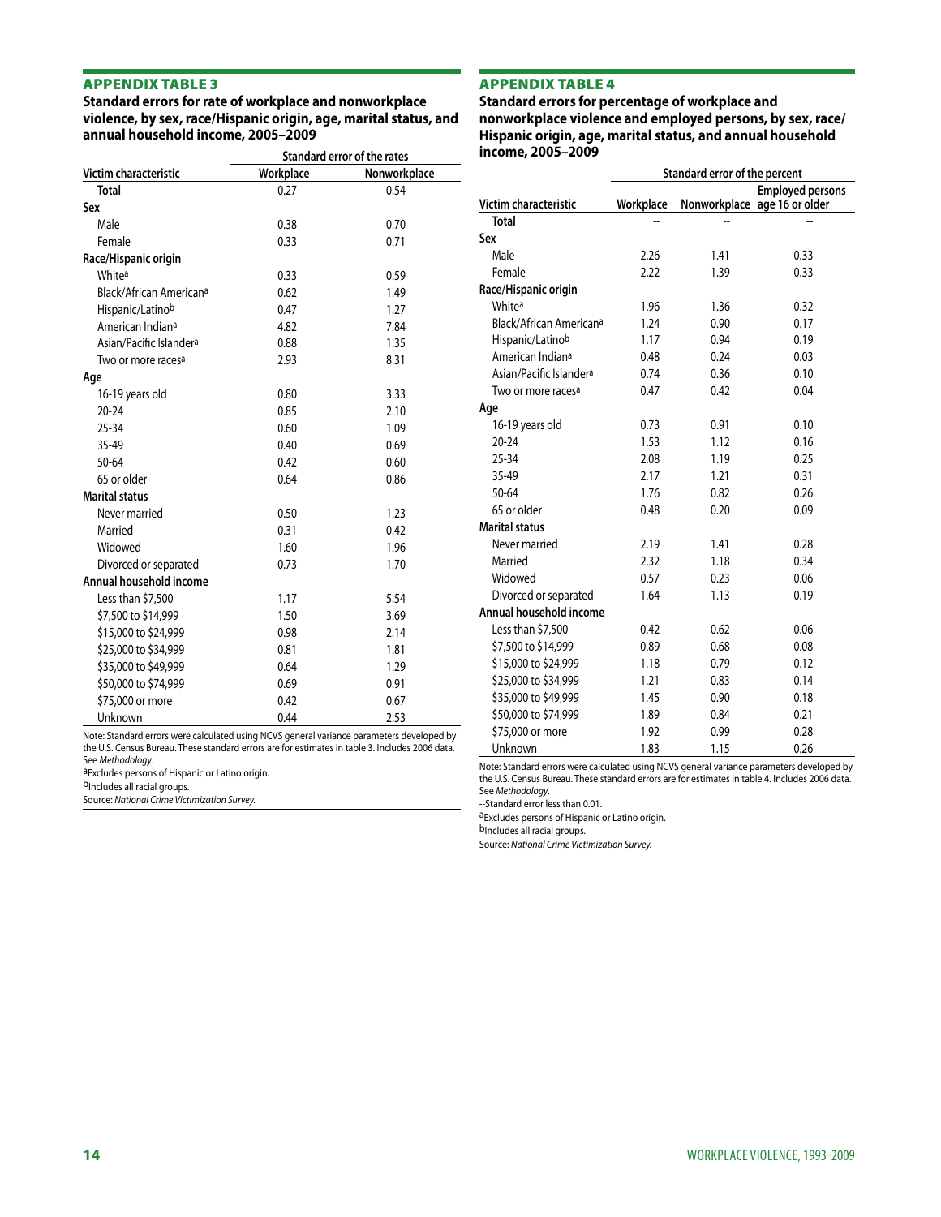## APPENDIX TABLE 3

**Standard errors for rate of workplace and nonworkplace violence, by sex, race/Hispanic origin, age, marital status, and annual household income, 2005–2009**

| Victim characteristic | Standard error of the rates | |
|---|---|---|
| | Workplace | Nonworkplace |
| **Total** | 0.27 | 0.54 |
| **Sex** | | |
| Male | 0.38 | 0.70 |
| Female | 0.33 | 0.71 |
| **Race/Hispanic origin** | | |
| White[a] | 0.33 | 0.59 |
| Black/African American[a] | 0.62 | 1.49 |
| Hispanic/Latino[b] | 0.47 | 1.27 |
| American Indian[a] | 4.82 | 7.84 |
| Asian/Pacific Islander[a] | 0.88 | 1.35 |
| Two or more races[a] | 2.93 | 8.31 |
| **Age** | | |
| 16-19 years old | 0.80 | 3.33 |
| 20-24 | 0.85 | 2.10 |
| 25-34 | 0.60 | 1.09 |
| 35-49 | 0.40 | 0.69 |
| 50-64 | 0.42 | 0.60 |
| 65 or older | 0.64 | 0.86 |
| **Marital status** | | |
| Never married | 0.50 | 1.23 |
| Married | 0.31 | 0.42 |
| Widowed | 1.60 | 1.96 |
| Divorced or separated | 0.73 | 1.70 |
| **Annual household income** | | |
| Less than $7,500 | 1.17 | 5.54 |
| $7,500 to $14,999 | 1.50 | 3.69 |
| $15,000 to $24,999 | 0.98 | 2.14 |
| $25,000 to $34,999 | 0.81 | 1.81 |
| $35,000 to $49,999 | 0.64 | 1.29 |
| $50,000 to $74,999 | 0.69 | 0.91 |
| $75,000 or more | 0.42 | 0.67 |
| Unknown | 0.44 | 2.53 |

Note: Standard errors were calculated using NCVS general variance parameters developed by the U.S. Census Bureau. These standard errors are for estimates in table 3. Includes 2006 data. See *Methodology*.

[a]Excludes persons of Hispanic or Latino origin.

[b]Includes all racial groups.

Source: *National Crime Victimization Survey.*

## APPENDIX TABLE 4

**Standard errors for percentage of workplace and nonworkplace violence and employed persons, by sex, race/Hispanic origin, age, marital status, and annual household income, 2005–2009**

| Victim characteristic | Standard error of the percent | | |
|---|---|---|---|
| | Workplace | Nonworkplace | Employed persons age 16 or older |
| **Total** | -- | -- | -- |
| **Sex** | | | |
| Male | 2.26 | 1.41 | 0.33 |
| Female | 2.22 | 1.39 | 0.33 |
| **Race/Hispanic origin** | | | |
| White[a] | 1.96 | 1.36 | 0.32 |
| Black/African American[a] | 1.24 | 0.90 | 0.17 |
| Hispanic/Latino[b] | 1.17 | 0.94 | 0.19 |
| American Indian[a] | 0.48 | 0.24 | 0.03 |
| Asian/Pacific Islander[a] | 0.74 | 0.36 | 0.10 |
| Two or more races[a] | 0.47 | 0.42 | 0.04 |
| **Age** | | | |
| 16-19 years old | 0.73 | 0.91 | 0.10 |
| 20-24 | 1.53 | 1.12 | 0.16 |
| 25-34 | 2.08 | 1.19 | 0.25 |
| 35-49 | 2.17 | 1.21 | 0.31 |
| 50-64 | 1.76 | 0.82 | 0.26 |
| 65 or older | 0.48 | 0.20 | 0.09 |
| **Marital status** | | | |
| Never married | 2.19 | 1.41 | 0.28 |
| Married | 2.32 | 1.18 | 0.34 |
| Widowed | 0.57 | 0.23 | 0.06 |
| Divorced or separated | 1.64 | 1.13 | 0.19 |
| **Annual household income** | | | |
| Less than $7,500 | 0.42 | 0.62 | 0.06 |
| $7,500 to $14,999 | 0.89 | 0.68 | 0.08 |
| $15,000 to $24,999 | 1.18 | 0.79 | 0.12 |
| $25,000 to $34,999 | 1.21 | 0.83 | 0.14 |
| $35,000 to $49,999 | 1.45 | 0.90 | 0.18 |
| $50,000 to $74,999 | 1.89 | 0.84 | 0.21 |
| $75,000 or more | 1.92 | 0.99 | 0.28 |
| Unknown | 1.83 | 1.15 | 0.26 |

Note: Standard errors were calculated using NCVS general variance parameters developed by the U.S. Census Bureau. These standard errors are for estimates in table 4. Includes 2006 data. See *Methodology*.

--Standard error less than 0.01.

[a]Excludes persons of Hispanic or Latino origin.

[b]Includes all racial groups.

Source: *National Crime Victimization Survey.*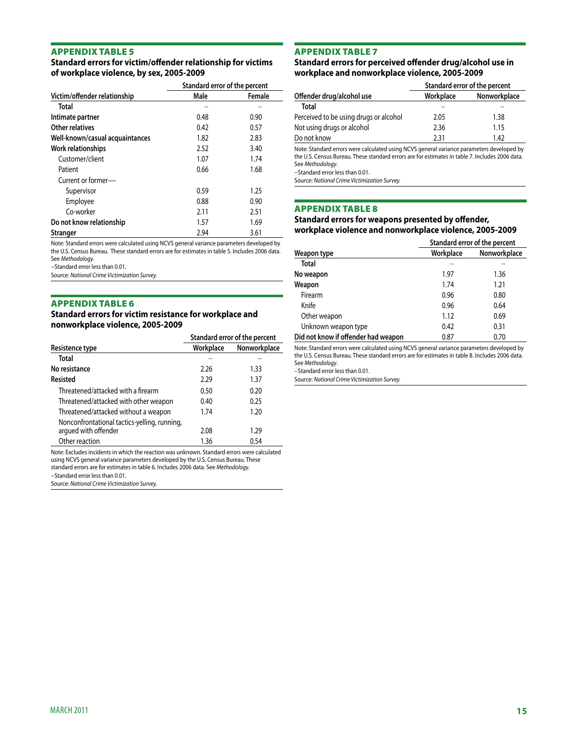## APPENDIX TABLE 5

### Standard errors for victim/offender relationship for victims of workplace violence, by sex, 2005-2009

| | Standard error of the percent | |
|---|---|---|
| Victim/offender relationship | Male | Female |
| Total | -- | -- |
| **Intimate partner** | 0.48 | 0.90 |
| **Other relatives** | 0.42 | 0.57 |
| **Well-known/casual acquaintances** | 1.82 | 2.83 |
| **Work relationships** | 2.52 | 3.40 |
| Customer/client | 1.07 | 1.74 |
| Patient | 0.66 | 1.68 |
| Current or former— | | |
| Supervisor | 0.59 | 1.25 |
| Employee | 0.88 | 0.90 |
| Co-worker | 2.11 | 2.51 |
| **Do not know relationship** | 1.57 | 1.69 |
| **Stranger** | 2.94 | 3.61 |

Note: Standard errors were calculated using NCVS general variance parameters developed by the U.S. Census Bureau. These standard errors are for estimates in table 5. Includes 2006 data. See *Methodology*.

--Standard error less than 0.01.

Source: *National Crime Victimization Survey.*

## APPENDIX TABLE 6

### Standard errors for victim resistance for workplace and nonworkplace violence, 2005-2009

| | Standard error of the percent | |
|---|---|---|
| Resistence type | Workplace | Nonworkplace |
| Total | -- | -- |
| **No resistance** | 2.26 | 1.33 |
| **Resisted** | 2.29 | 1.37 |
| Threatened/attacked with a firearm | 0.50 | 0.20 |
| Threatened/attacked with other weapon | 0.40 | 0.25 |
| Threatened/attacked without a weapon | 1.74 | 1.20 |
| Nonconfrontational tactics-yelling, running, argued with offender | 2.08 | 1.29 |
| Other reaction | 1.36 | 0.54 |

Note: Excludes incidents in which the reaction was unknown. Standard errors were calculated using NCVS general variance parameters developed by the U.S. Census Bureau. These standard errors are for estimates in table 6. Includes 2006 data. See *Methodology*.

--Standard error less than 0.01.

Source: *National Crime Victimization Survey.*

## APPENDIX TABLE 7

### Standard errors for perceived offender drug/alcohol use in workplace and nonworkplace violence, 2005-2009

| | Standard error of the percent | |
|---|---|---|
| Offender drug/alcohol use | Workplace | Nonworkplace |
| Total | -- | -- |
| Perceived to be using drugs or alcohol | 2.05 | 1.38 |
| Not using drugs or alcohol | 2.36 | 1.15 |
| Do not know | 2.31 | 1.42 |

Note: Standard errors were calculated using NCVS general variance parameters developed by the U.S. Census Bureau. These standard errors are for estimates in table 7. Includes 2006 data. See *Methodology*.

--Standard error less than 0.01.

Source: *National Crime Victimization Survey.*

## APPENDIX TABLE 8

### Standard errors for weapons presented by offender, workplace violence and nonworkplace violence, 2005-2009

| | Standard error of the percent | |
|---|---|---|
| Weapon type | Workplace | Nonworkplace |
| Total | -- | -- |
| **No weapon** | 1.97 | 1.36 |
| **Weapon** | 1.74 | 1.21 |
| Firearm | 0.96 | 0.80 |
| Knife | 0.96 | 0.64 |
| Other weapon | 1.12 | 0.69 |
| Unknown weapon type | 0.42 | 0.31 |
| **Did not know if offender had weapon** | 0.87 | 0.70 |

Note: Standard errors were calculated using NCVS general variance parameters developed by the U.S. Census Bureau. These standard errors are for estimates in table 8. Includes 2006 data. See *Methodology*.

--Standard error less than 0.01.

Source: *National Crime Victimization Survey.*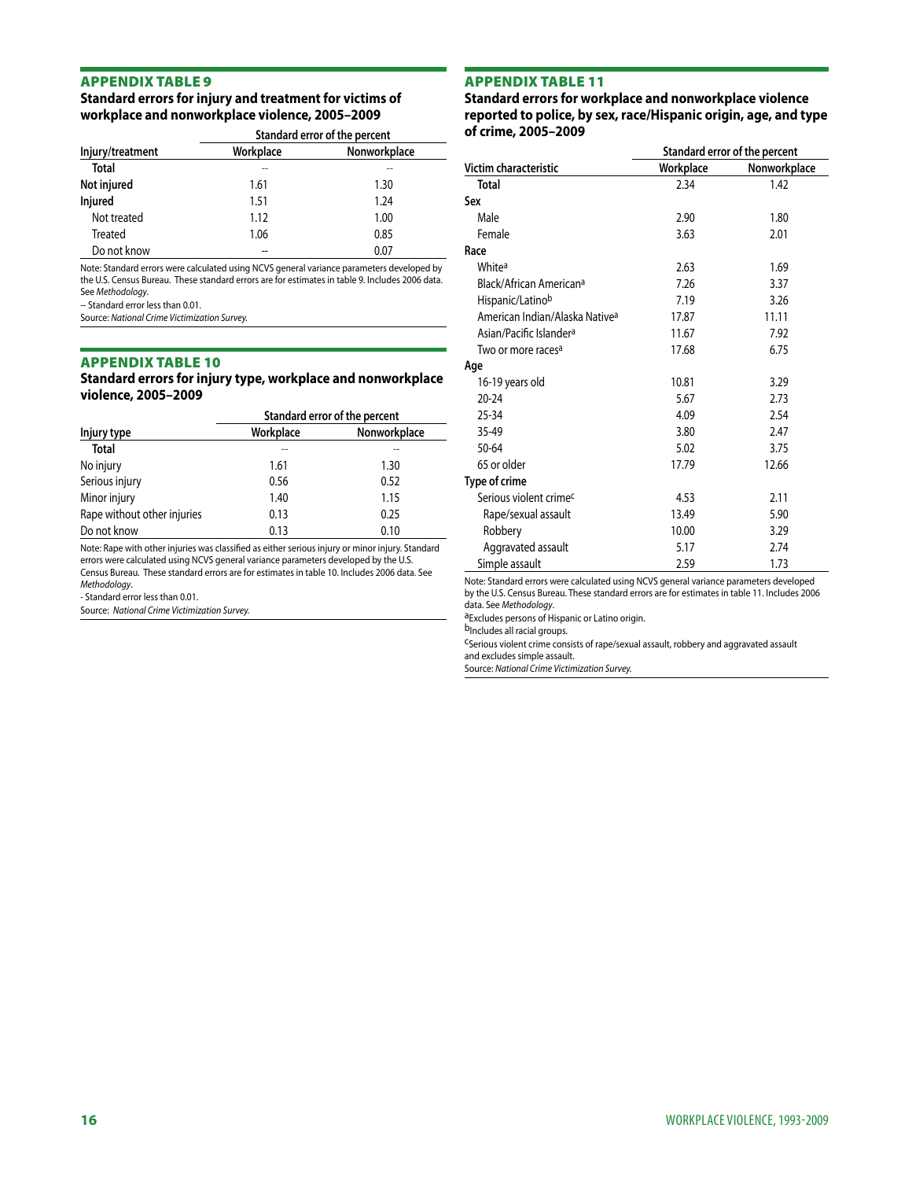## APPENDIX TABLE 9

### Standard errors for injury and treatment for victims of workplace and nonworkplace violence, 2005–2009

| | Standard error of the percent | |
|---|---|---|
| Injury/treatment | Workplace | Nonworkplace |
| **Total** | -- | -- |
| **Not injured** | 1.61 | 1.30 |
| **Injured** | 1.51 | 1.24 |
| Not treated | 1.12 | 1.00 |
| Treated | 1.06 | 0.85 |
| Do not know | -- | 0.07 |

Note: Standard errors were calculated using NCVS general variance parameters developed by the U.S. Census Bureau. These standard errors are for estimates in table 9. Includes 2006 data. See *Methodology*.

-- Standard error less than 0.01.

Source: *National Crime Victimization Survey.*

## APPENDIX TABLE 10

### Standard errors for injury type, workplace and nonworkplace violence, 2005–2009

| | Standard error of the percent | |
|---|---|---|
| Injury type | Workplace | Nonworkplace |
| **Total** | -- | -- |
| No injury | 1.61 | 1.30 |
| Serious injury | 0.56 | 0.52 |
| Minor injury | 1.40 | 1.15 |
| Rape without other injuries | 0.13 | 0.25 |
| Do not know | 0.13 | 0.10 |

Note: Rape with other injuries was classified as either serious injury or minor injury. Standard errors were calculated using NCVS general variance parameters developed by the U.S. Census Bureau. These standard errors are for estimates in table 10. Includes 2006 data. See *Methodology*.

- Standard error less than 0.01.

Source: *National Crime Victimization Survey.*

## APPENDIX TABLE 11

### Standard errors for workplace and nonworkplace violence reported to police, by sex, race/Hispanic origin, age, and type of crime, 2005–2009

| | Standard error of the percent | |
|---|---|---|
| Victim characteristic | Workplace | Nonworkplace |
| **Total** | 2.34 | 1.42 |
| **Sex** | | |
| Male | 2.90 | 1.80 |
| Female | 3.63 | 2.01 |
| **Race** | | |
| White[a] | 2.63 | 1.69 |
| Black/African American[a] | 7.26 | 3.37 |
| Hispanic/Latino[b] | 7.19 | 3.26 |
| American Indian/Alaska Native[a] | 17.87 | 11.11 |
| Asian/Pacific Islander[a] | 11.67 | 7.92 |
| Two or more races[a] | 17.68 | 6.75 |
| **Age** | | |
| 16-19 years old | 10.81 | 3.29 |
| 20-24 | 5.67 | 2.73 |
| 25-34 | 4.09 | 2.54 |
| 35-49 | 3.80 | 2.47 |
| 50-64 | 5.02 | 3.75 |
| 65 or older | 17.79 | 12.66 |
| **Type of crime** | | |
| Serious violent crime[c] | 4.53 | 2.11 |
| Rape/sexual assault | 13.49 | 5.90 |
| Robbery | 10.00 | 3.29 |
| Aggravated assault | 5.17 | 2.74 |
| Simple assault | 2.59 | 1.73 |

Note: Standard errors were calculated using NCVS general variance parameters developed by the U.S. Census Bureau. These standard errors are for estimates in table 11. Includes 2006 data. See *Methodology*.

[a]Excludes persons of Hispanic or Latino origin.

[b]Includes all racial groups.

[c]Serious violent crime consists of rape/sexual assault, robbery and aggravated assault and excludes simple assault.

Source: *National Crime Victimization Survey.*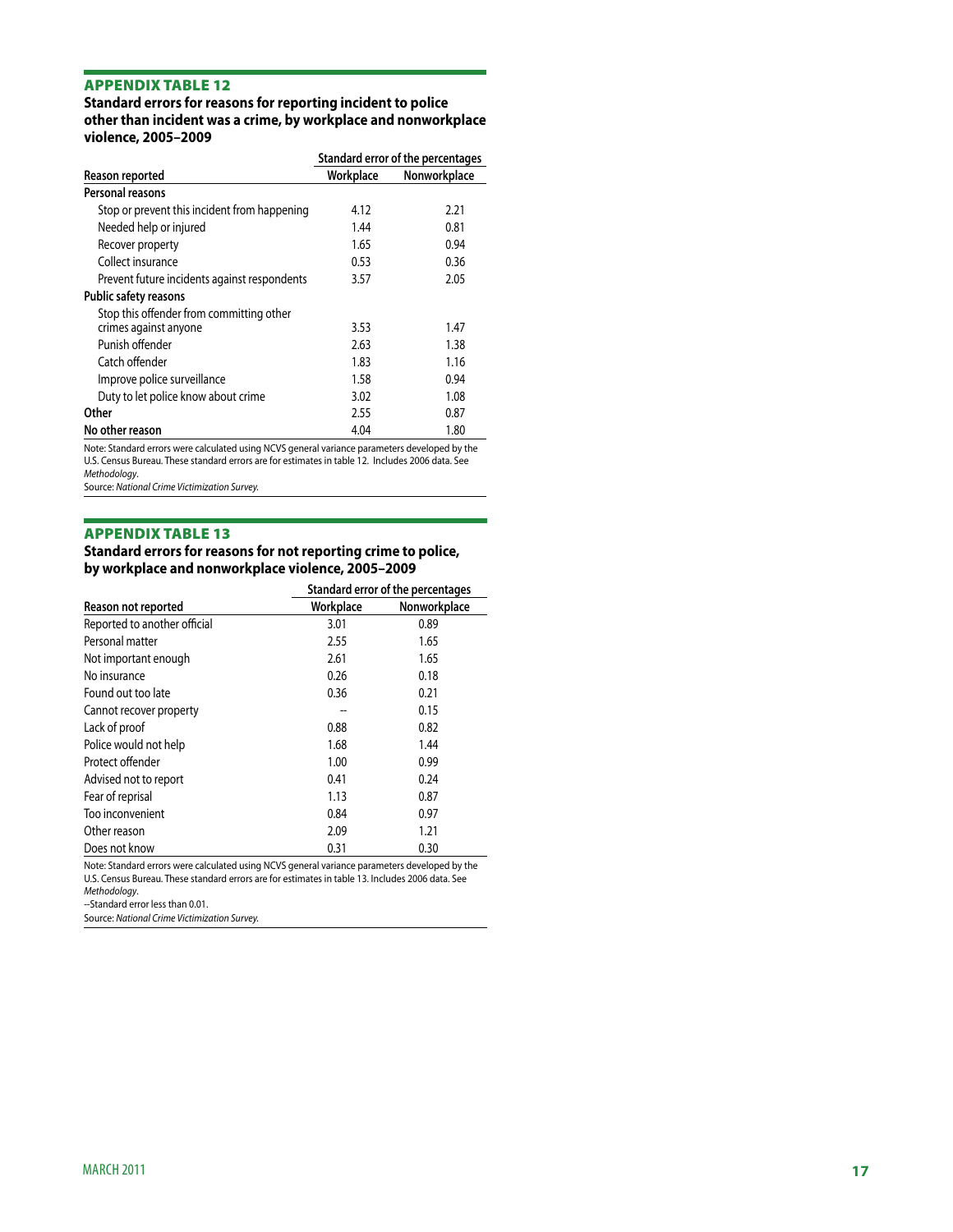## APPENDIX TABLE 12

**Standard errors for reasons for reporting incident to police other than incident was a crime, by workplace and nonworkplace violence, 2005–2009**

| | Standard error of the percentages | |
|---|---|---|
| **Reason reported** | **Workplace** | **Nonworkplace** |
| **Personal reasons** | | |
| Stop or prevent this incident from happening | 4.12 | 2.21 |
| Needed help or injured | 1.44 | 0.81 |
| Recover property | 1.65 | 0.94 |
| Collect insurance | 0.53 | 0.36 |
| Prevent future incidents against respondents | 3.57 | 2.05 |
| **Public safety reasons** | | |
| Stop this offender from committing other crimes against anyone | 3.53 | 1.47 |
| Punish offender | 2.63 | 1.38 |
| Catch offender | 1.83 | 1.16 |
| Improve police surveillance | 1.58 | 0.94 |
| Duty to let police know about crime | 3.02 | 1.08 |
| **Other** | 2.55 | 0.87 |
| **No other reason** | 4.04 | 1.80 |

Note: Standard errors were calculated using NCVS general variance parameters developed by the U.S. Census Bureau. These standard errors are for estimates in table 12. Includes 2006 data. See *Methodology*.

Source: *National Crime Victimization Survey.*

## APPENDIX TABLE 13

**Standard errors for reasons for not reporting crime to police, by workplace and nonworkplace violence, 2005–2009**

| | Standard error of the percentages | |
|---|---|---|
| **Reason not reported** | **Workplace** | **Nonworkplace** |
| Reported to another official | 3.01 | 0.89 |
| Personal matter | 2.55 | 1.65 |
| Not important enough | 2.61 | 1.65 |
| No insurance | 0.26 | 0.18 |
| Found out too late | 0.36 | 0.21 |
| Cannot recover property | -- | 0.15 |
| Lack of proof | 0.88 | 0.82 |
| Police would not help | 1.68 | 1.44 |
| Protect offender | 1.00 | 0.99 |
| Advised not to report | 0.41 | 0.24 |
| Fear of reprisal | 1.13 | 0.87 |
| Too inconvenient | 0.84 | 0.97 |
| Other reason | 2.09 | 1.21 |
| Does not know | 0.31 | 0.30 |

Note: Standard errors were calculated using NCVS general variance parameters developed by the U.S. Census Bureau. These standard errors are for estimates in table 13. Includes 2006 data. See *Methodology*.

--Standard error less than 0.01.

Source: *National Crime Victimization Survey.*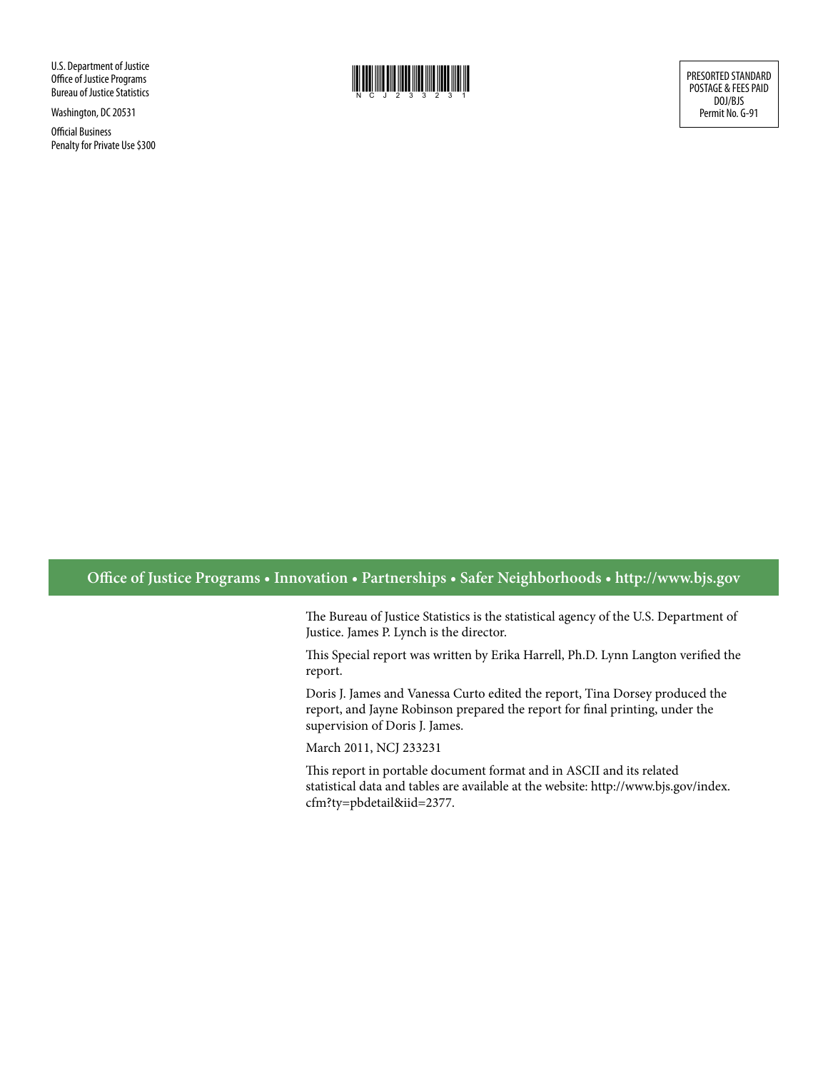U.S. Department of Justice
Office of Justice Programs
Bureau of Justice Statistics

Washington, DC 20531

Official Business
Penalty for Private Use $300

NCJ 233231

PRESORTED STANDARD
POSTAGE & FEES PAID
DOJ/BJS
Permit No. G-91

**Office of Justice Programs • Innovation • Partnerships • Safer Neighborhoods • http://www.bjs.gov**

The Bureau of Justice Statistics is the statistical agency of the U.S. Department of Justice. James P. Lynch is the director.

This Special report was written by Erika Harrell, Ph.D. Lynn Langton verified the report.

Doris J. James and Vanessa Curto edited the report, Tina Dorsey produced the report, and Jayne Robinson prepared the report for final printing, under the supervision of Doris J. James.

March 2011, NCJ 233231

This report in portable document format and in ASCII and its related statistical data and tables are available at the website: http://www.bjs.gov/index.cfm?ty=pbdetail&iid=2377.